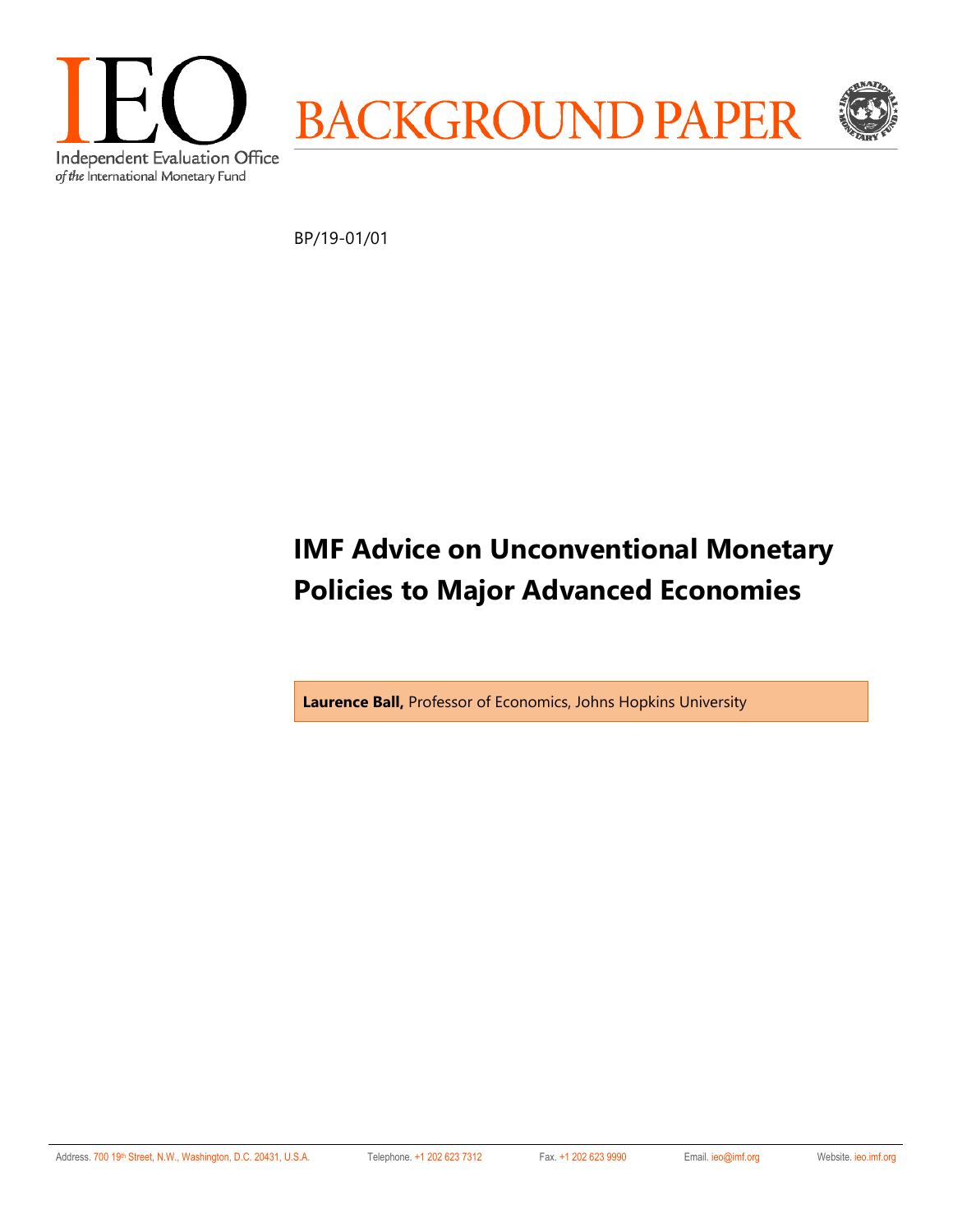IEO

Independent Evaluation Office of the International Monetary Fund

BACKGROUND PAPER

BP/19-01/01

# IMF Advice on Unconventional Monetary Policies to Major Advanced Economies

**Laurence Ball,** Professor of Economics, Johns Hopkins University

Address. 700 19th Street, N.W., Washington, D.C. 20431, U.S.A. Telephone. +1 202 623 7312 Fax. +1 202 623 9990 Email. ieo@imf.org Website. ieo.imf.org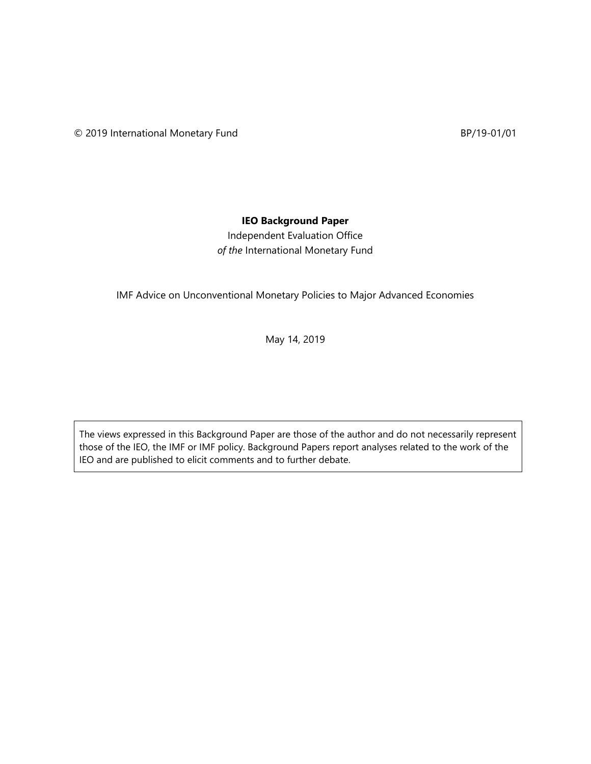© 2019 International Monetary Fund BP/19-01/01

**IEO Background Paper**

Independent Evaluation Office
*of the* International Monetary Fund

IMF Advice on Unconventional Monetary Policies to Major Advanced Economies

May 14, 2019

The views expressed in this Background Paper are those of the author and do not necessarily represent those of the IEO, the IMF or IMF policy. Background Papers report analyses related to the work of the IEO and are published to elicit comments and to further debate.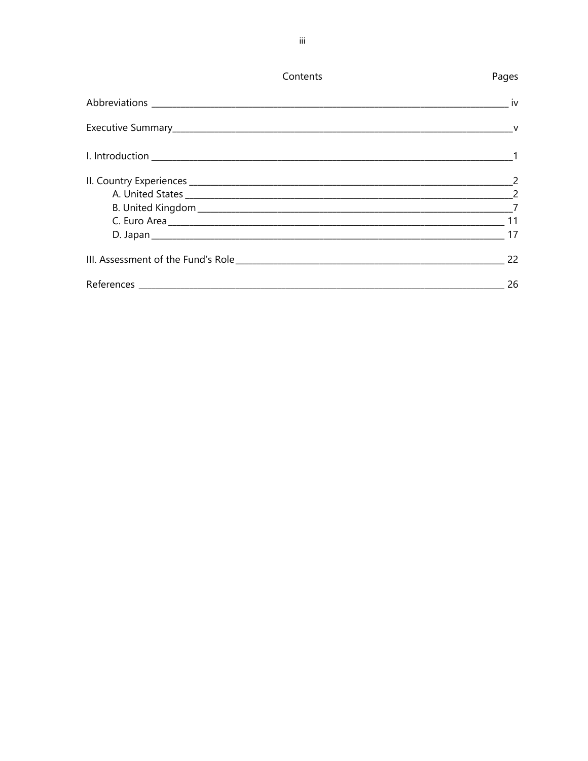# Contents

| | Pages |
|---|---|
| Abbreviations | iv |
| Executive Summary | v |
| I. Introduction | 1 |
| II. Country Experiences | 2 |
| A. United States | 2 |
| B. United Kingdom | 7 |
| C. Euro Area | 11 |
| D. Japan | 17 |
| III. Assessment of the Fund's Role | 22 |
| References | 26 |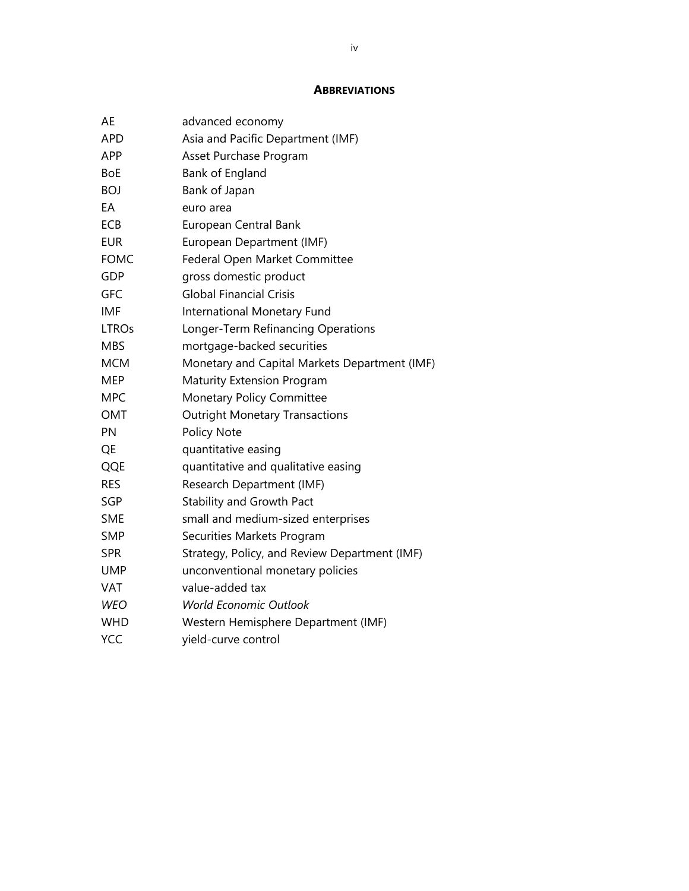## ABBREVIATIONS

| | |
|---|---|
| AE | advanced economy |
| APD | Asia and Pacific Department (IMF) |
| APP | Asset Purchase Program |
| BoE | Bank of England |
| BOJ | Bank of Japan |
| EA | euro area |
| ECB | European Central Bank |
| EUR | European Department (IMF) |
| FOMC | Federal Open Market Committee |
| GDP | gross domestic product |
| GFC | Global Financial Crisis |
| IMF | International Monetary Fund |
| LTROs | Longer-Term Refinancing Operations |
| MBS | mortgage-backed securities |
| MCM | Monetary and Capital Markets Department (IMF) |
| MEP | Maturity Extension Program |
| MPC | Monetary Policy Committee |
| OMT | Outright Monetary Transactions |
| PN | Policy Note |
| QE | quantitative easing |
| QQE | quantitative and qualitative easing |
| RES | Research Department (IMF) |
| SGP | Stability and Growth Pact |
| SME | small and medium-sized enterprises |
| SMP | Securities Markets Program |
| SPR | Strategy, Policy, and Review Department (IMF) |
| UMP | unconventional monetary policies |
| VAT | value-added tax |
| *WEO* | *World Economic Outlook* |
| WHD | Western Hemisphere Department (IMF) |
| YCC | yield-curve control |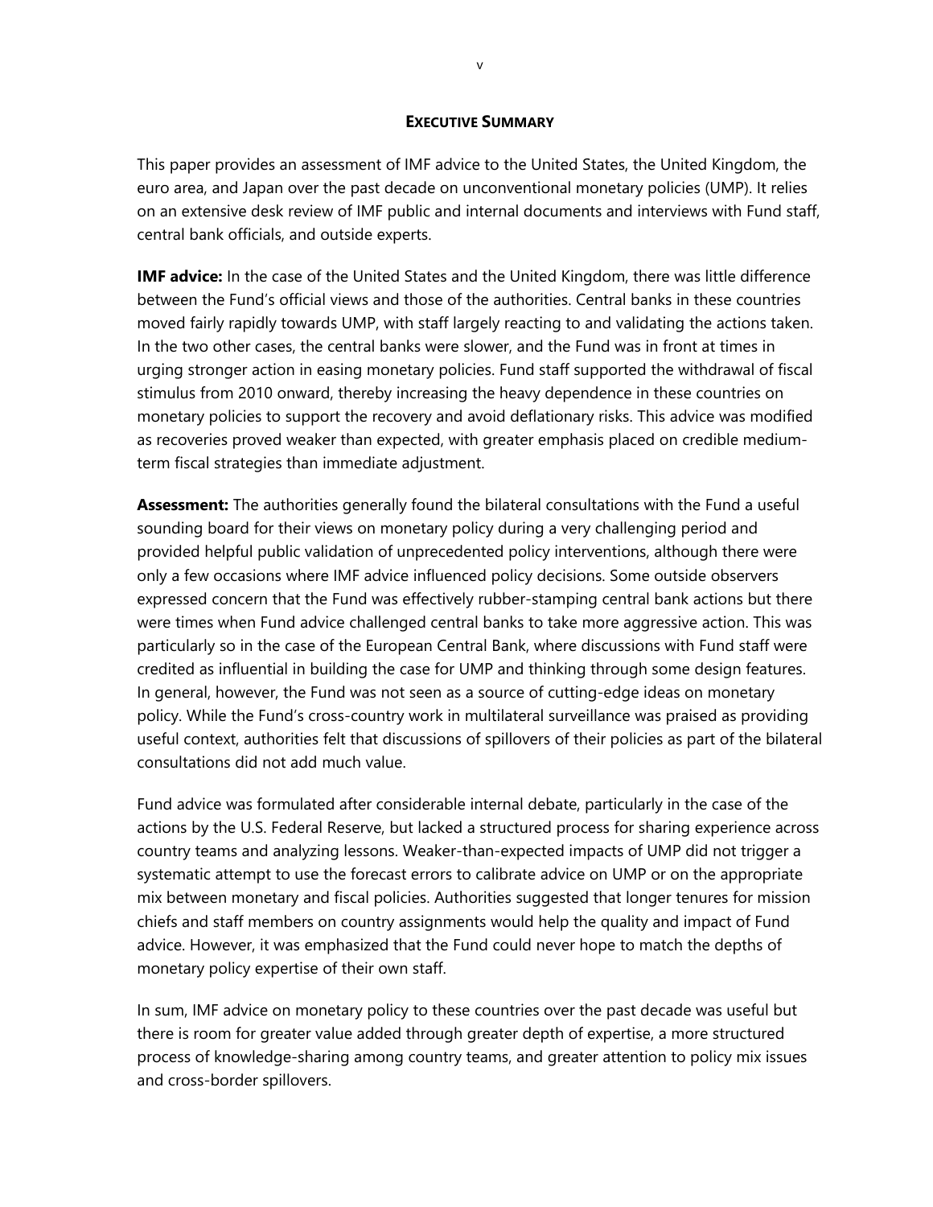## EXECUTIVE SUMMARY

This paper provides an assessment of IMF advice to the United States, the United Kingdom, the euro area, and Japan over the past decade on unconventional monetary policies (UMP). It relies on an extensive desk review of IMF public and internal documents and interviews with Fund staff, central bank officials, and outside experts.

**IMF advice:** In the case of the United States and the United Kingdom, there was little difference between the Fund's official views and those of the authorities. Central banks in these countries moved fairly rapidly towards UMP, with staff largely reacting to and validating the actions taken. In the two other cases, the central banks were slower, and the Fund was in front at times in urging stronger action in easing monetary policies. Fund staff supported the withdrawal of fiscal stimulus from 2010 onward, thereby increasing the heavy dependence in these countries on monetary policies to support the recovery and avoid deflationary risks. This advice was modified as recoveries proved weaker than expected, with greater emphasis placed on credible medium-term fiscal strategies than immediate adjustment.

**Assessment:** The authorities generally found the bilateral consultations with the Fund a useful sounding board for their views on monetary policy during a very challenging period and provided helpful public validation of unprecedented policy interventions, although there were only a few occasions where IMF advice influenced policy decisions. Some outside observers expressed concern that the Fund was effectively rubber-stamping central bank actions but there were times when Fund advice challenged central banks to take more aggressive action. This was particularly so in the case of the European Central Bank, where discussions with Fund staff were credited as influential in building the case for UMP and thinking through some design features. In general, however, the Fund was not seen as a source of cutting-edge ideas on monetary policy. While the Fund's cross-country work in multilateral surveillance was praised as providing useful context, authorities felt that discussions of spillovers of their policies as part of the bilateral consultations did not add much value.

Fund advice was formulated after considerable internal debate, particularly in the case of the actions by the U.S. Federal Reserve, but lacked a structured process for sharing experience across country teams and analyzing lessons. Weaker-than-expected impacts of UMP did not trigger a systematic attempt to use the forecast errors to calibrate advice on UMP or on the appropriate mix between monetary and fiscal policies. Authorities suggested that longer tenures for mission chiefs and staff members on country assignments would help the quality and impact of Fund advice. However, it was emphasized that the Fund could never hope to match the depths of monetary policy expertise of their own staff.

In sum, IMF advice on monetary policy to these countries over the past decade was useful but there is room for greater value added through greater depth of expertise, a more structured process of knowledge-sharing among country teams, and greater attention to policy mix issues and cross-border spillovers.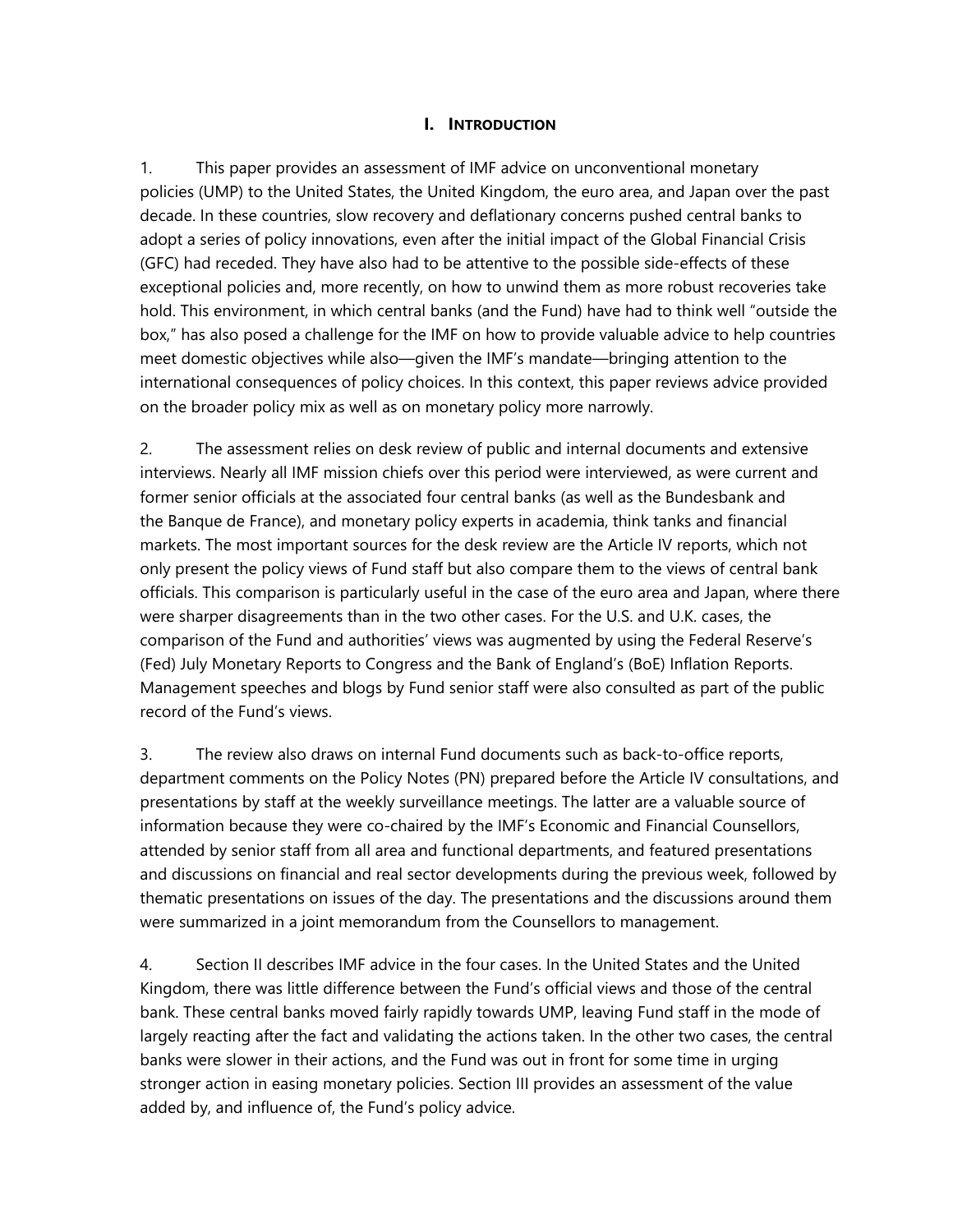# I. INTRODUCTION

1. This paper provides an assessment of IMF advice on unconventional monetary policies (UMP) to the United States, the United Kingdom, the euro area, and Japan over the past decade. In these countries, slow recovery and deflationary concerns pushed central banks to adopt a series of policy innovations, even after the initial impact of the Global Financial Crisis (GFC) had receded. They have also had to be attentive to the possible side-effects of these exceptional policies and, more recently, on how to unwind them as more robust recoveries take hold. This environment, in which central banks (and the Fund) have had to think well "outside the box," has also posed a challenge for the IMF on how to provide valuable advice to help countries meet domestic objectives while also—given the IMF's mandate—bringing attention to the international consequences of policy choices. In this context, this paper reviews advice provided on the broader policy mix as well as on monetary policy more narrowly.

2. The assessment relies on desk review of public and internal documents and extensive interviews. Nearly all IMF mission chiefs over this period were interviewed, as were current and former senior officials at the associated four central banks (as well as the Bundesbank and the Banque de France), and monetary policy experts in academia, think tanks and financial markets. The most important sources for the desk review are the Article IV reports, which not only present the policy views of Fund staff but also compare them to the views of central bank officials. This comparison is particularly useful in the case of the euro area and Japan, where there were sharper disagreements than in the two other cases. For the U.S. and U.K. cases, the comparison of the Fund and authorities' views was augmented by using the Federal Reserve's (Fed) July Monetary Reports to Congress and the Bank of England's (BoE) Inflation Reports. Management speeches and blogs by Fund senior staff were also consulted as part of the public record of the Fund's views.

3. The review also draws on internal Fund documents such as back-to-office reports, department comments on the Policy Notes (PN) prepared before the Article IV consultations, and presentations by staff at the weekly surveillance meetings. The latter are a valuable source of information because they were co-chaired by the IMF's Economic and Financial Counsellors, attended by senior staff from all area and functional departments, and featured presentations and discussions on financial and real sector developments during the previous week, followed by thematic presentations on issues of the day. The presentations and the discussions around them were summarized in a joint memorandum from the Counsellors to management.

4. Section II describes IMF advice in the four cases. In the United States and the United Kingdom, there was little difference between the Fund's official views and those of the central bank. These central banks moved fairly rapidly towards UMP, leaving Fund staff in the mode of largely reacting after the fact and validating the actions taken. In the other two cases, the central banks were slower in their actions, and the Fund was out in front for some time in urging stronger action in easing monetary policies. Section III provides an assessment of the value added by, and influence of, the Fund's policy advice.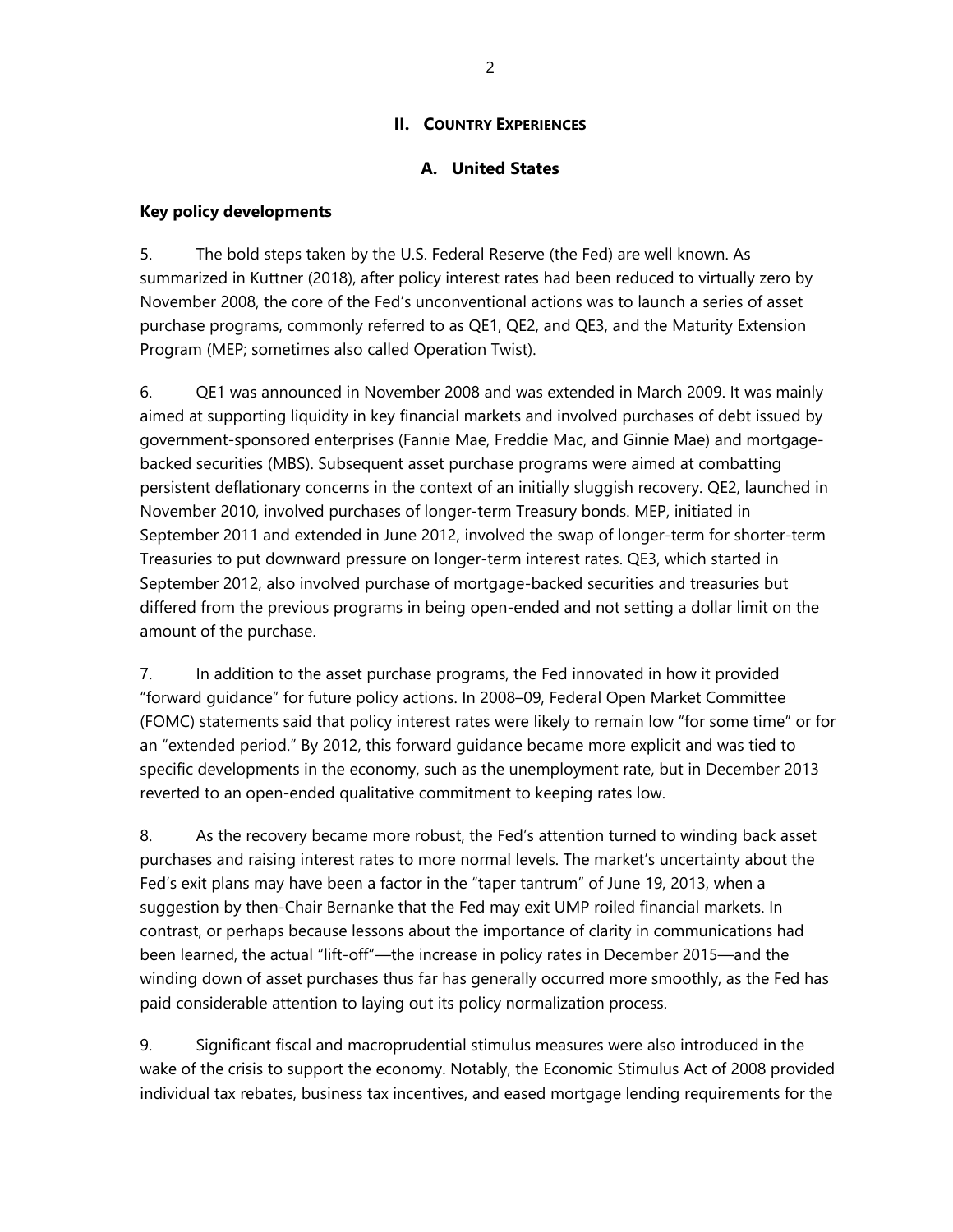## II. COUNTRY EXPERIENCES

### A. United States

**Key policy developments**

5. The bold steps taken by the U.S. Federal Reserve (the Fed) are well known. As summarized in Kuttner (2018), after policy interest rates had been reduced to virtually zero by November 2008, the core of the Fed's unconventional actions was to launch a series of asset purchase programs, commonly referred to as QE1, QE2, and QE3, and the Maturity Extension Program (MEP; sometimes also called Operation Twist).

6. QE1 was announced in November 2008 and was extended in March 2009. It was mainly aimed at supporting liquidity in key financial markets and involved purchases of debt issued by government-sponsored enterprises (Fannie Mae, Freddie Mac, and Ginnie Mae) and mortgage-backed securities (MBS). Subsequent asset purchase programs were aimed at combatting persistent deflationary concerns in the context of an initially sluggish recovery. QE2, launched in November 2010, involved purchases of longer-term Treasury bonds. MEP, initiated in September 2011 and extended in June 2012, involved the swap of longer-term for shorter-term Treasuries to put downward pressure on longer-term interest rates. QE3, which started in September 2012, also involved purchase of mortgage-backed securities and treasuries but differed from the previous programs in being open-ended and not setting a dollar limit on the amount of the purchase.

7. In addition to the asset purchase programs, the Fed innovated in how it provided "forward guidance" for future policy actions. In 2008–09, Federal Open Market Committee (FOMC) statements said that policy interest rates were likely to remain low "for some time" or for an "extended period." By 2012, this forward guidance became more explicit and was tied to specific developments in the economy, such as the unemployment rate, but in December 2013 reverted to an open-ended qualitative commitment to keeping rates low.

8. As the recovery became more robust, the Fed's attention turned to winding back asset purchases and raising interest rates to more normal levels. The market's uncertainty about the Fed's exit plans may have been a factor in the "taper tantrum" of June 19, 2013, when a suggestion by then-Chair Bernanke that the Fed may exit UMP roiled financial markets. In contrast, or perhaps because lessons about the importance of clarity in communications had been learned, the actual "lift-off"—the increase in policy rates in December 2015—and the winding down of asset purchases thus far has generally occurred more smoothly, as the Fed has paid considerable attention to laying out its policy normalization process.

9. Significant fiscal and macroprudential stimulus measures were also introduced in the wake of the crisis to support the economy. Notably, the Economic Stimulus Act of 2008 provided individual tax rebates, business tax incentives, and eased mortgage lending requirements for the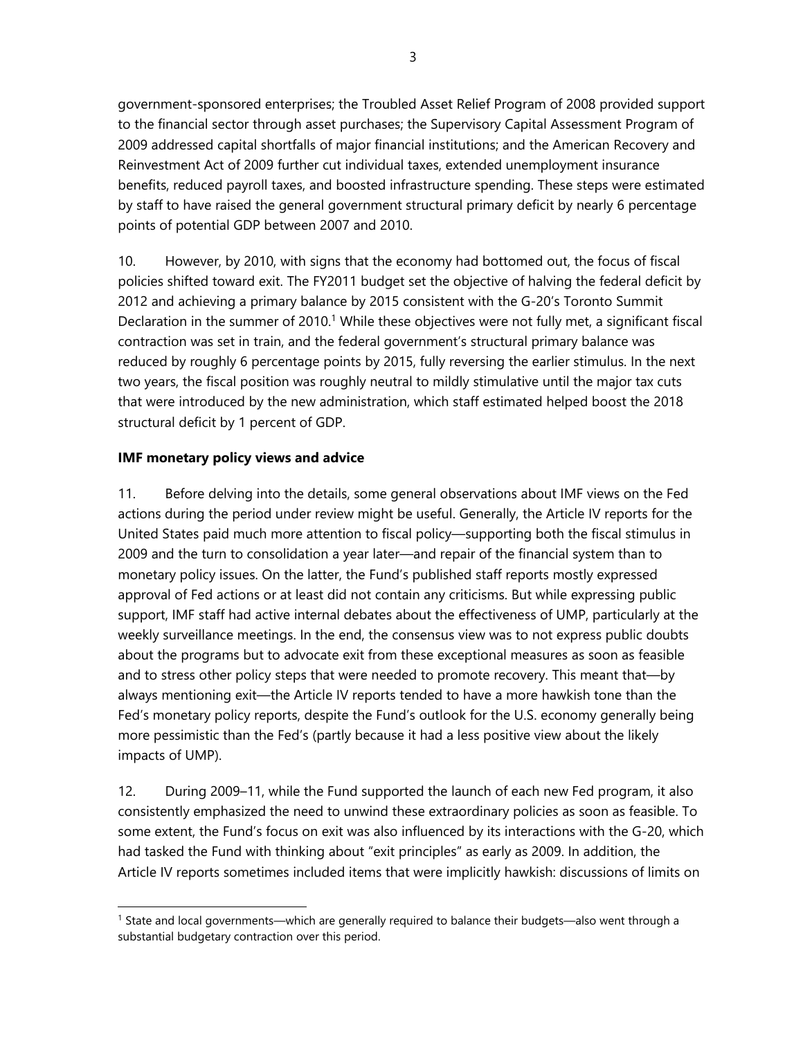government-sponsored enterprises; the Troubled Asset Relief Program of 2008 provided support to the financial sector through asset purchases; the Supervisory Capital Assessment Program of 2009 addressed capital shortfalls of major financial institutions; and the American Recovery and Reinvestment Act of 2009 further cut individual taxes, extended unemployment insurance benefits, reduced payroll taxes, and boosted infrastructure spending. These steps were estimated by staff to have raised the general government structural primary deficit by nearly 6 percentage points of potential GDP between 2007 and 2010.

10. However, by 2010, with signs that the economy had bottomed out, the focus of fiscal policies shifted toward exit. The FY2011 budget set the objective of halving the federal deficit by 2012 and achieving a primary balance by 2015 consistent with the G-20's Toronto Summit Declaration in the summer of 2010.[1] While these objectives were not fully met, a significant fiscal contraction was set in train, and the federal government's structural primary balance was reduced by roughly 6 percentage points by 2015, fully reversing the earlier stimulus. In the next two years, the fiscal position was roughly neutral to mildly stimulative until the major tax cuts that were introduced by the new administration, which staff estimated helped boost the 2018 structural deficit by 1 percent of GDP.

**IMF monetary policy views and advice**

11. Before delving into the details, some general observations about IMF views on the Fed actions during the period under review might be useful. Generally, the Article IV reports for the United States paid much more attention to fiscal policy—supporting both the fiscal stimulus in 2009 and the turn to consolidation a year later—and repair of the financial system than to monetary policy issues. On the latter, the Fund's published staff reports mostly expressed approval of Fed actions or at least did not contain any criticisms. But while expressing public support, IMF staff had active internal debates about the effectiveness of UMP, particularly at the weekly surveillance meetings. In the end, the consensus view was to not express public doubts about the programs but to advocate exit from these exceptional measures as soon as feasible and to stress other policy steps that were needed to promote recovery. This meant that—by always mentioning exit—the Article IV reports tended to have a more hawkish tone than the Fed's monetary policy reports, despite the Fund's outlook for the U.S. economy generally being more pessimistic than the Fed's (partly because it had a less positive view about the likely impacts of UMP).

12. During 2009–11, while the Fund supported the launch of each new Fed program, it also consistently emphasized the need to unwind these extraordinary policies as soon as feasible. To some extent, the Fund's focus on exit was also influenced by its interactions with the G-20, which had tasked the Fund with thinking about "exit principles" as early as 2009. In addition, the Article IV reports sometimes included items that were implicitly hawkish: discussions of limits on

[1] State and local governments—which are generally required to balance their budgets—also went through a substantial budgetary contraction over this period.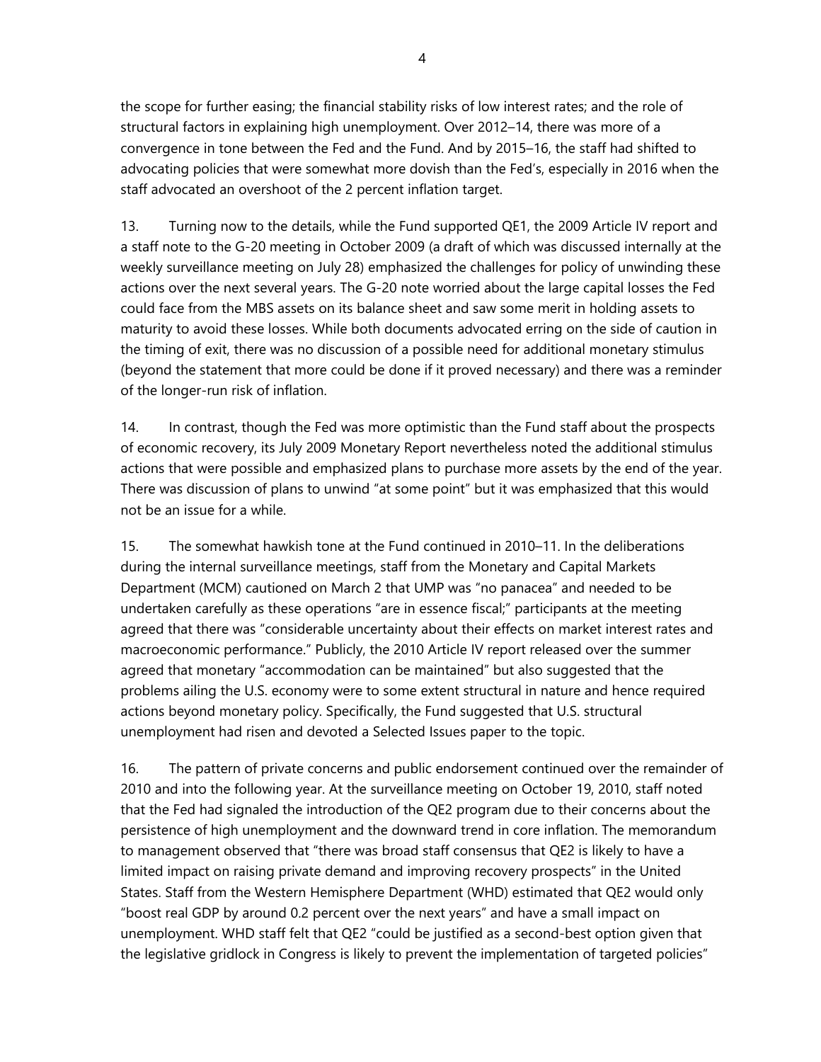the scope for further easing; the financial stability risks of low interest rates; and the role of structural factors in explaining high unemployment. Over 2012–14, there was more of a convergence in tone between the Fed and the Fund. And by 2015–16, the staff had shifted to advocating policies that were somewhat more dovish than the Fed's, especially in 2016 when the staff advocated an overshoot of the 2 percent inflation target.

13. Turning now to the details, while the Fund supported QE1, the 2009 Article IV report and a staff note to the G-20 meeting in October 2009 (a draft of which was discussed internally at the weekly surveillance meeting on July 28) emphasized the challenges for policy of unwinding these actions over the next several years. The G-20 note worried about the large capital losses the Fed could face from the MBS assets on its balance sheet and saw some merit in holding assets to maturity to avoid these losses. While both documents advocated erring on the side of caution in the timing of exit, there was no discussion of a possible need for additional monetary stimulus (beyond the statement that more could be done if it proved necessary) and there was a reminder of the longer-run risk of inflation.

14. In contrast, though the Fed was more optimistic than the Fund staff about the prospects of economic recovery, its July 2009 Monetary Report nevertheless noted the additional stimulus actions that were possible and emphasized plans to purchase more assets by the end of the year. There was discussion of plans to unwind "at some point" but it was emphasized that this would not be an issue for a while.

15. The somewhat hawkish tone at the Fund continued in 2010–11. In the deliberations during the internal surveillance meetings, staff from the Monetary and Capital Markets Department (MCM) cautioned on March 2 that UMP was "no panacea" and needed to be undertaken carefully as these operations "are in essence fiscal;" participants at the meeting agreed that there was "considerable uncertainty about their effects on market interest rates and macroeconomic performance." Publicly, the 2010 Article IV report released over the summer agreed that monetary "accommodation can be maintained" but also suggested that the problems ailing the U.S. economy were to some extent structural in nature and hence required actions beyond monetary policy. Specifically, the Fund suggested that U.S. structural unemployment had risen and devoted a Selected Issues paper to the topic.

16. The pattern of private concerns and public endorsement continued over the remainder of 2010 and into the following year. At the surveillance meeting on October 19, 2010, staff noted that the Fed had signaled the introduction of the QE2 program due to their concerns about the persistence of high unemployment and the downward trend in core inflation. The memorandum to management observed that "there was broad staff consensus that QE2 is likely to have a limited impact on raising private demand and improving recovery prospects" in the United States. Staff from the Western Hemisphere Department (WHD) estimated that QE2 would only "boost real GDP by around 0.2 percent over the next years" and have a small impact on unemployment. WHD staff felt that QE2 "could be justified as a second-best option given that the legislative gridlock in Congress is likely to prevent the implementation of targeted policies"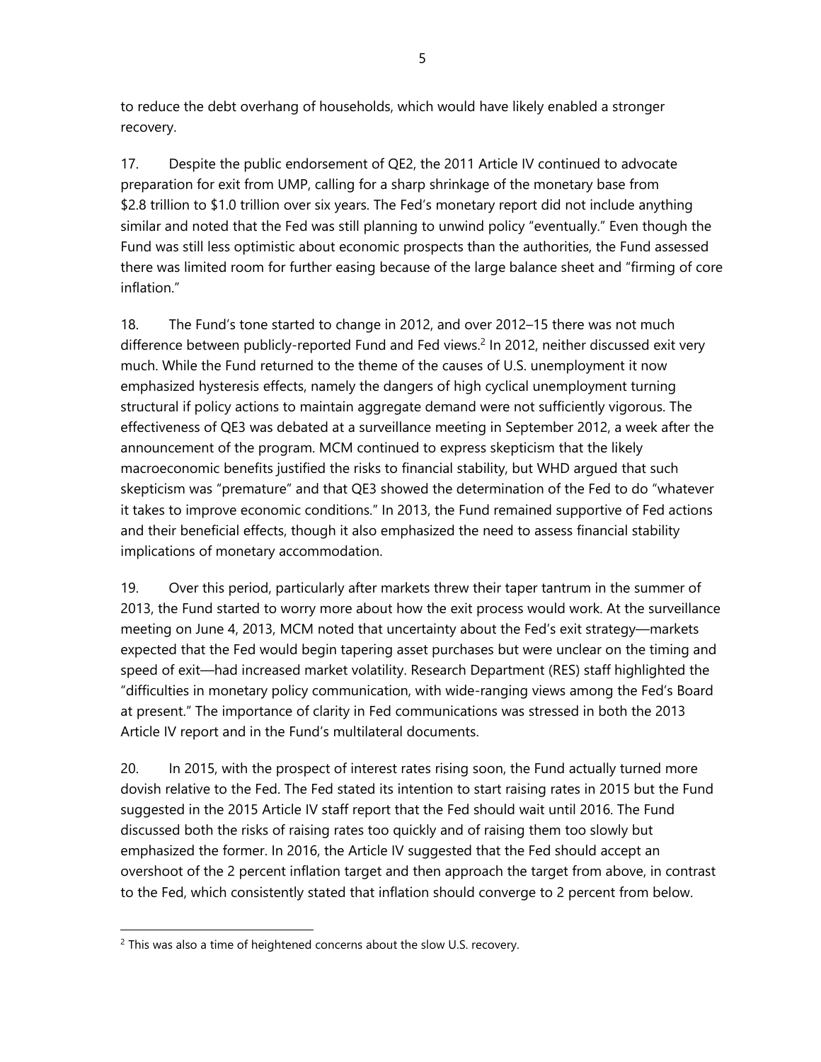to reduce the debt overhang of households, which would have likely enabled a stronger recovery.

17. Despite the public endorsement of QE2, the 2011 Article IV continued to advocate preparation for exit from UMP, calling for a sharp shrinkage of the monetary base from $2.8 trillion to $1.0 trillion over six years. The Fed's monetary report did not include anything similar and noted that the Fed was still planning to unwind policy "eventually." Even though the Fund was still less optimistic about economic prospects than the authorities, the Fund assessed there was limited room for further easing because of the large balance sheet and "firming of core inflation."

18. The Fund's tone started to change in 2012, and over 2012–15 there was not much difference between publicly-reported Fund and Fed views.[2] In 2012, neither discussed exit very much. While the Fund returned to the theme of the causes of U.S. unemployment it now emphasized hysteresis effects, namely the dangers of high cyclical unemployment turning structural if policy actions to maintain aggregate demand were not sufficiently vigorous. The effectiveness of QE3 was debated at a surveillance meeting in September 2012, a week after the announcement of the program. MCM continued to express skepticism that the likely macroeconomic benefits justified the risks to financial stability, but WHD argued that such skepticism was "premature" and that QE3 showed the determination of the Fed to do "whatever it takes to improve economic conditions." In 2013, the Fund remained supportive of Fed actions and their beneficial effects, though it also emphasized the need to assess financial stability implications of monetary accommodation.

19. Over this period, particularly after markets threw their taper tantrum in the summer of 2013, the Fund started to worry more about how the exit process would work. At the surveillance meeting on June 4, 2013, MCM noted that uncertainty about the Fed's exit strategy—markets expected that the Fed would begin tapering asset purchases but were unclear on the timing and speed of exit—had increased market volatility. Research Department (RES) staff highlighted the "difficulties in monetary policy communication, with wide-ranging views among the Fed's Board at present." The importance of clarity in Fed communications was stressed in both the 2013 Article IV report and in the Fund's multilateral documents.

20. In 2015, with the prospect of interest rates rising soon, the Fund actually turned more dovish relative to the Fed. The Fed stated its intention to start raising rates in 2015 but the Fund suggested in the 2015 Article IV staff report that the Fed should wait until 2016. The Fund discussed both the risks of raising rates too quickly and of raising them too slowly but emphasized the former. In 2016, the Article IV suggested that the Fed should accept an overshoot of the 2 percent inflation target and then approach the target from above, in contrast to the Fed, which consistently stated that inflation should converge to 2 percent from below.

[2] This was also a time of heightened concerns about the slow U.S. recovery.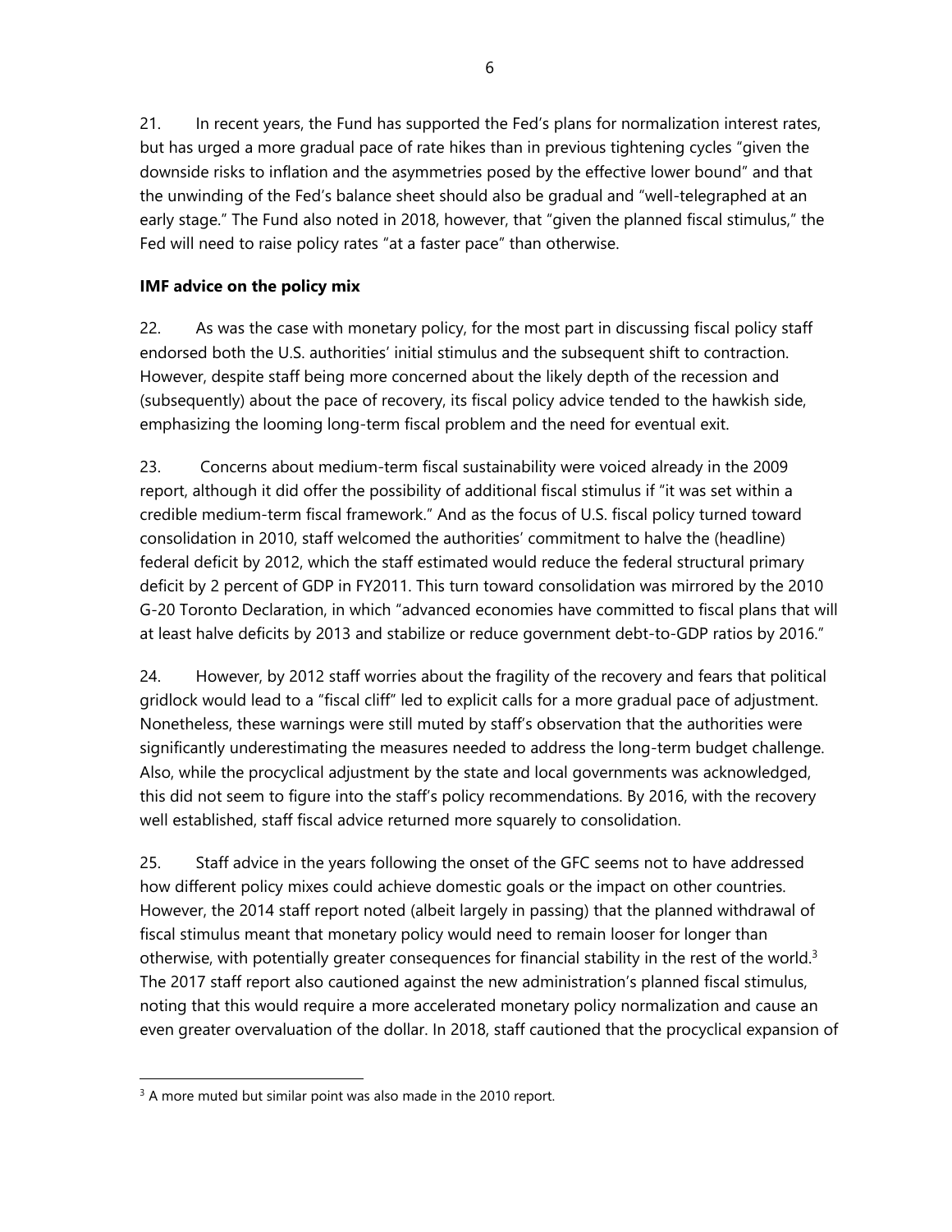21. In recent years, the Fund has supported the Fed's plans for normalization interest rates, but has urged a more gradual pace of rate hikes than in previous tightening cycles "given the downside risks to inflation and the asymmetries posed by the effective lower bound" and that the unwinding of the Fed's balance sheet should also be gradual and "well-telegraphed at an early stage." The Fund also noted in 2018, however, that "given the planned fiscal stimulus," the Fed will need to raise policy rates "at a faster pace" than otherwise.

**IMF advice on the policy mix**

22. As was the case with monetary policy, for the most part in discussing fiscal policy staff endorsed both the U.S. authorities' initial stimulus and the subsequent shift to contraction. However, despite staff being more concerned about the likely depth of the recession and (subsequently) about the pace of recovery, its fiscal policy advice tended to the hawkish side, emphasizing the looming long-term fiscal problem and the need for eventual exit.

23. Concerns about medium-term fiscal sustainability were voiced already in the 2009 report, although it did offer the possibility of additional fiscal stimulus if "it was set within a credible medium-term fiscal framework." And as the focus of U.S. fiscal policy turned toward consolidation in 2010, staff welcomed the authorities' commitment to halve the (headline) federal deficit by 2012, which the staff estimated would reduce the federal structural primary deficit by 2 percent of GDP in FY2011. This turn toward consolidation was mirrored by the 2010 G-20 Toronto Declaration, in which "advanced economies have committed to fiscal plans that will at least halve deficits by 2013 and stabilize or reduce government debt-to-GDP ratios by 2016."

24. However, by 2012 staff worries about the fragility of the recovery and fears that political gridlock would lead to a "fiscal cliff" led to explicit calls for a more gradual pace of adjustment. Nonetheless, these warnings were still muted by staff's observation that the authorities were significantly underestimating the measures needed to address the long-term budget challenge. Also, while the procyclical adjustment by the state and local governments was acknowledged, this did not seem to figure into the staff's policy recommendations. By 2016, with the recovery well established, staff fiscal advice returned more squarely to consolidation.

25. Staff advice in the years following the onset of the GFC seems not to have addressed how different policy mixes could achieve domestic goals or the impact on other countries. However, the 2014 staff report noted (albeit largely in passing) that the planned withdrawal of fiscal stimulus meant that monetary policy would need to remain looser for longer than otherwise, with potentially greater consequences for financial stability in the rest of the world.[3] The 2017 staff report also cautioned against the new administration's planned fiscal stimulus, noting that this would require a more accelerated monetary policy normalization and cause an even greater overvaluation of the dollar. In 2018, staff cautioned that the procyclical expansion of

[3] A more muted but similar point was also made in the 2010 report.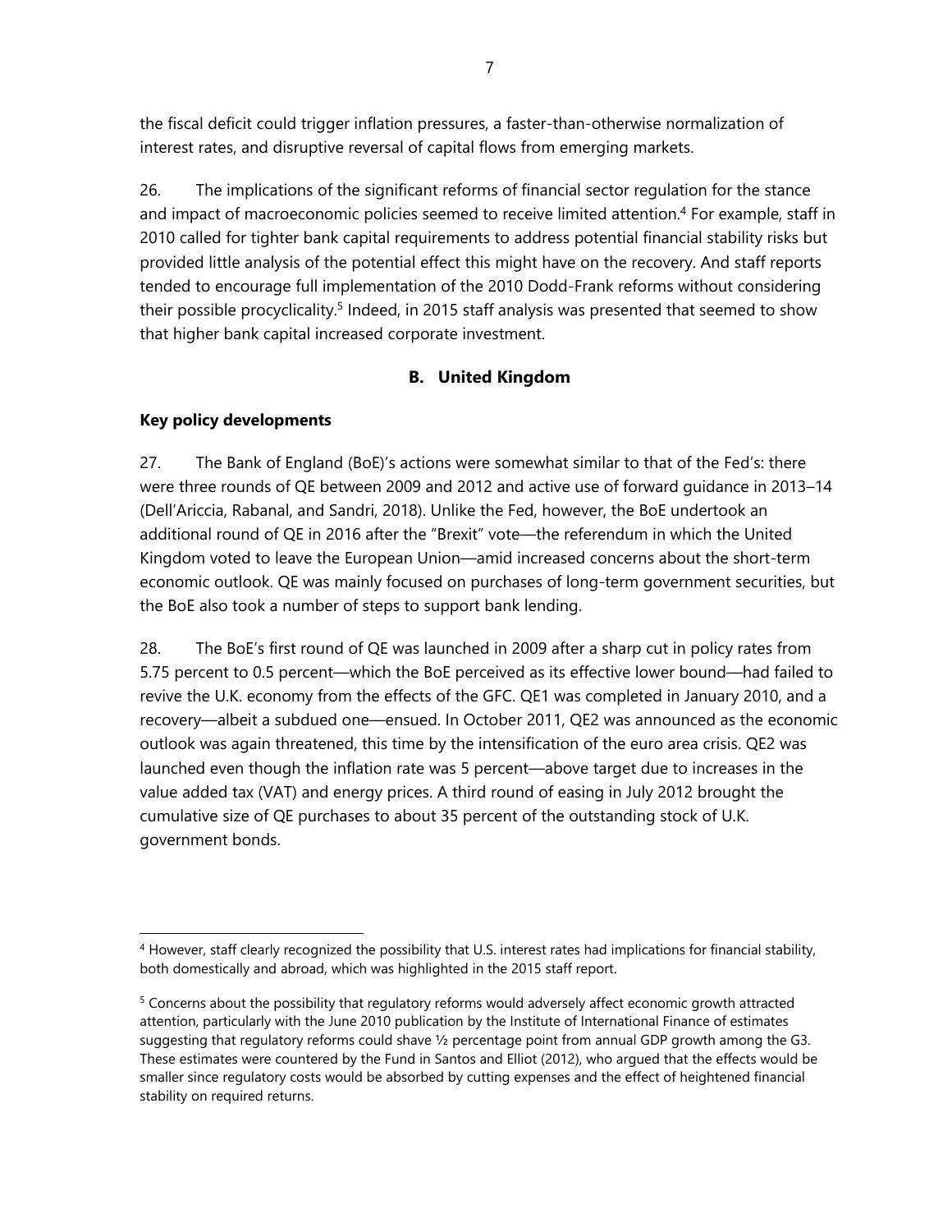the fiscal deficit could trigger inflation pressures, a faster-than-otherwise normalization of interest rates, and disruptive reversal of capital flows from emerging markets.

26. The implications of the significant reforms of financial sector regulation for the stance and impact of macroeconomic policies seemed to receive limited attention.[4] For example, staff in 2010 called for tighter bank capital requirements to address potential financial stability risks but provided little analysis of the potential effect this might have on the recovery. And staff reports tended to encourage full implementation of the 2010 Dodd-Frank reforms without considering their possible procyclicality.[5] Indeed, in 2015 staff analysis was presented that seemed to show that higher bank capital increased corporate investment.

## B. United Kingdom

### Key policy developments

27. The Bank of England (BoE)'s actions were somewhat similar to that of the Fed's: there were three rounds of QE between 2009 and 2012 and active use of forward guidance in 2013–14 (Dell'Ariccia, Rabanal, and Sandri, 2018). Unlike the Fed, however, the BoE undertook an additional round of QE in 2016 after the "Brexit" vote—the referendum in which the United Kingdom voted to leave the European Union—amid increased concerns about the short-term economic outlook. QE was mainly focused on purchases of long-term government securities, but the BoE also took a number of steps to support bank lending.

28. The BoE's first round of QE was launched in 2009 after a sharp cut in policy rates from 5.75 percent to 0.5 percent—which the BoE perceived as its effective lower bound—had failed to revive the U.K. economy from the effects of the GFC. QE1 was completed in January 2010, and a recovery—albeit a subdued one—ensued. In October 2011, QE2 was announced as the economic outlook was again threatened, this time by the intensification of the euro area crisis. QE2 was launched even though the inflation rate was 5 percent—above target due to increases in the value added tax (VAT) and energy prices. A third round of easing in July 2012 brought the cumulative size of QE purchases to about 35 percent of the outstanding stock of U.K. government bonds.

---

[4] However, staff clearly recognized the possibility that U.S. interest rates had implications for financial stability, both domestically and abroad, which was highlighted in the 2015 staff report.

[5] Concerns about the possibility that regulatory reforms would adversely affect economic growth attracted attention, particularly with the June 2010 publication by the Institute of International Finance of estimates suggesting that regulatory reforms could shave ½ percentage point from annual GDP growth among the G3. These estimates were countered by the Fund in Santos and Elliot (2012), who argued that the effects would be smaller since regulatory costs would be absorbed by cutting expenses and the effect of heightened financial stability on required returns.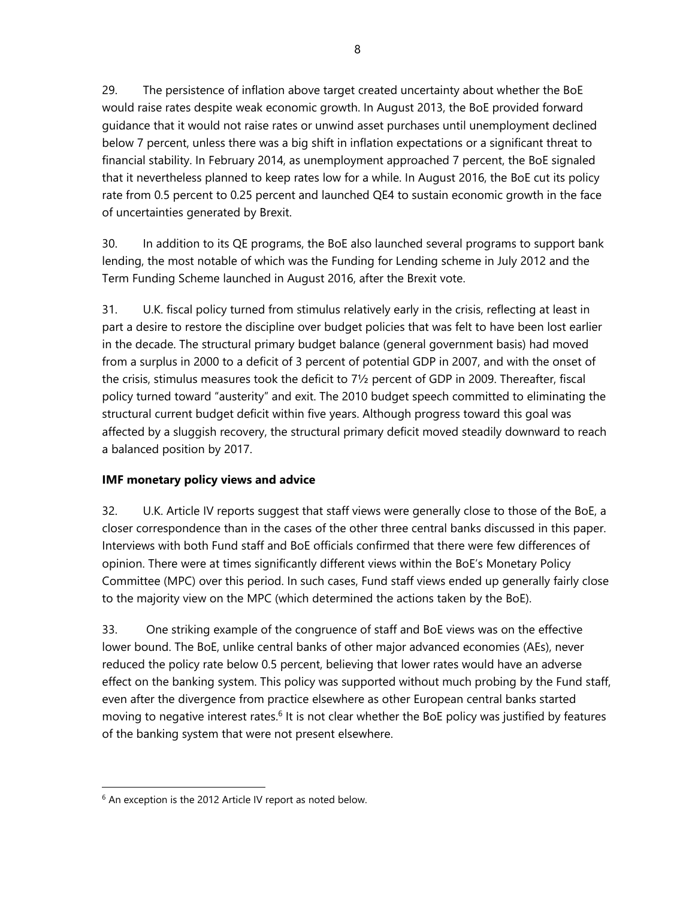29. The persistence of inflation above target created uncertainty about whether the BoE would raise rates despite weak economic growth. In August 2013, the BoE provided forward guidance that it would not raise rates or unwind asset purchases until unemployment declined below 7 percent, unless there was a big shift in inflation expectations or a significant threat to financial stability. In February 2014, as unemployment approached 7 percent, the BoE signaled that it nevertheless planned to keep rates low for a while. In August 2016, the BoE cut its policy rate from 0.5 percent to 0.25 percent and launched QE4 to sustain economic growth in the face of uncertainties generated by Brexit.

30. In addition to its QE programs, the BoE also launched several programs to support bank lending, the most notable of which was the Funding for Lending scheme in July 2012 and the Term Funding Scheme launched in August 2016, after the Brexit vote.

31. U.K. fiscal policy turned from stimulus relatively early in the crisis, reflecting at least in part a desire to restore the discipline over budget policies that was felt to have been lost earlier in the decade. The structural primary budget balance (general government basis) had moved from a surplus in 2000 to a deficit of 3 percent of potential GDP in 2007, and with the onset of the crisis, stimulus measures took the deficit to 7½ percent of GDP in 2009. Thereafter, fiscal policy turned toward "austerity" and exit. The 2010 budget speech committed to eliminating the structural current budget deficit within five years. Although progress toward this goal was affected by a sluggish recovery, the structural primary deficit moved steadily downward to reach a balanced position by 2017.

**IMF monetary policy views and advice**

32. U.K. Article IV reports suggest that staff views were generally close to those of the BoE, a closer correspondence than in the cases of the other three central banks discussed in this paper. Interviews with both Fund staff and BoE officials confirmed that there were few differences of opinion. There were at times significantly different views within the BoE's Monetary Policy Committee (MPC) over this period. In such cases, Fund staff views ended up generally fairly close to the majority view on the MPC (which determined the actions taken by the BoE).

33. One striking example of the congruence of staff and BoE views was on the effective lower bound. The BoE, unlike central banks of other major advanced economies (AEs), never reduced the policy rate below 0.5 percent, believing that lower rates would have an adverse effect on the banking system. This policy was supported without much probing by the Fund staff, even after the divergence from practice elsewhere as other European central banks started moving to negative interest rates.[6] It is not clear whether the BoE policy was justified by features of the banking system that were not present elsewhere.

[6] An exception is the 2012 Article IV report as noted below.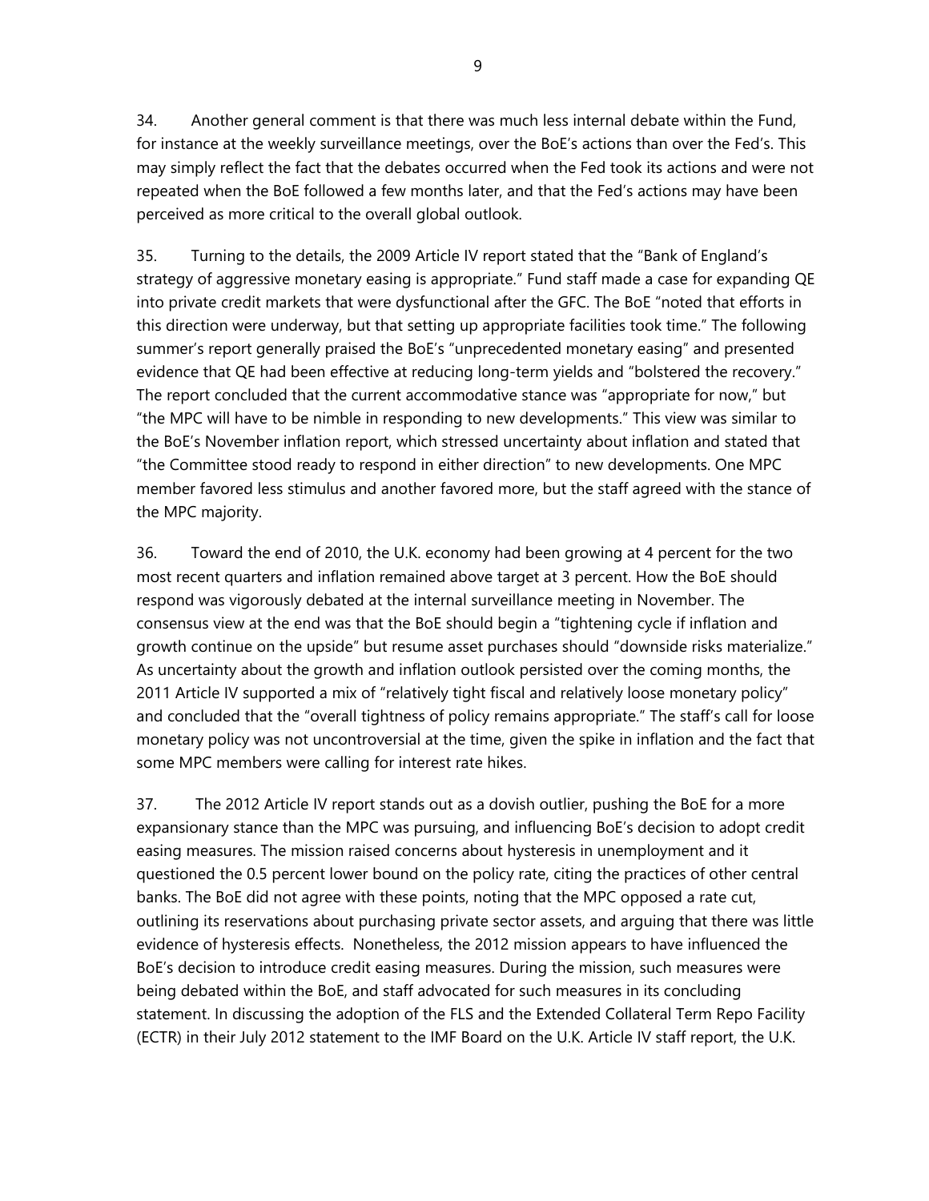34. Another general comment is that there was much less internal debate within the Fund, for instance at the weekly surveillance meetings, over the BoE's actions than over the Fed's. This may simply reflect the fact that the debates occurred when the Fed took its actions and were not repeated when the BoE followed a few months later, and that the Fed's actions may have been perceived as more critical to the overall global outlook.

35. Turning to the details, the 2009 Article IV report stated that the "Bank of England's strategy of aggressive monetary easing is appropriate." Fund staff made a case for expanding QE into private credit markets that were dysfunctional after the GFC. The BoE "noted that efforts in this direction were underway, but that setting up appropriate facilities took time." The following summer's report generally praised the BoE's "unprecedented monetary easing" and presented evidence that QE had been effective at reducing long-term yields and "bolstered the recovery." The report concluded that the current accommodative stance was "appropriate for now," but "the MPC will have to be nimble in responding to new developments." This view was similar to the BoE's November inflation report, which stressed uncertainty about inflation and stated that "the Committee stood ready to respond in either direction" to new developments. One MPC member favored less stimulus and another favored more, but the staff agreed with the stance of the MPC majority.

36. Toward the end of 2010, the U.K. economy had been growing at 4 percent for the two most recent quarters and inflation remained above target at 3 percent. How the BoE should respond was vigorously debated at the internal surveillance meeting in November. The consensus view at the end was that the BoE should begin a "tightening cycle if inflation and growth continue on the upside" but resume asset purchases should "downside risks materialize." As uncertainty about the growth and inflation outlook persisted over the coming months, the 2011 Article IV supported a mix of "relatively tight fiscal and relatively loose monetary policy" and concluded that the "overall tightness of policy remains appropriate." The staff's call for loose monetary policy was not uncontroversial at the time, given the spike in inflation and the fact that some MPC members were calling for interest rate hikes.

37. The 2012 Article IV report stands out as a dovish outlier, pushing the BoE for a more expansionary stance than the MPC was pursuing, and influencing BoE's decision to adopt credit easing measures. The mission raised concerns about hysteresis in unemployment and it questioned the 0.5 percent lower bound on the policy rate, citing the practices of other central banks. The BoE did not agree with these points, noting that the MPC opposed a rate cut, outlining its reservations about purchasing private sector assets, and arguing that there was little evidence of hysteresis effects. Nonetheless, the 2012 mission appears to have influenced the BoE's decision to introduce credit easing measures. During the mission, such measures were being debated within the BoE, and staff advocated for such measures in its concluding statement. In discussing the adoption of the FLS and the Extended Collateral Term Repo Facility (ECTR) in their July 2012 statement to the IMF Board on the U.K. Article IV staff report, the U.K.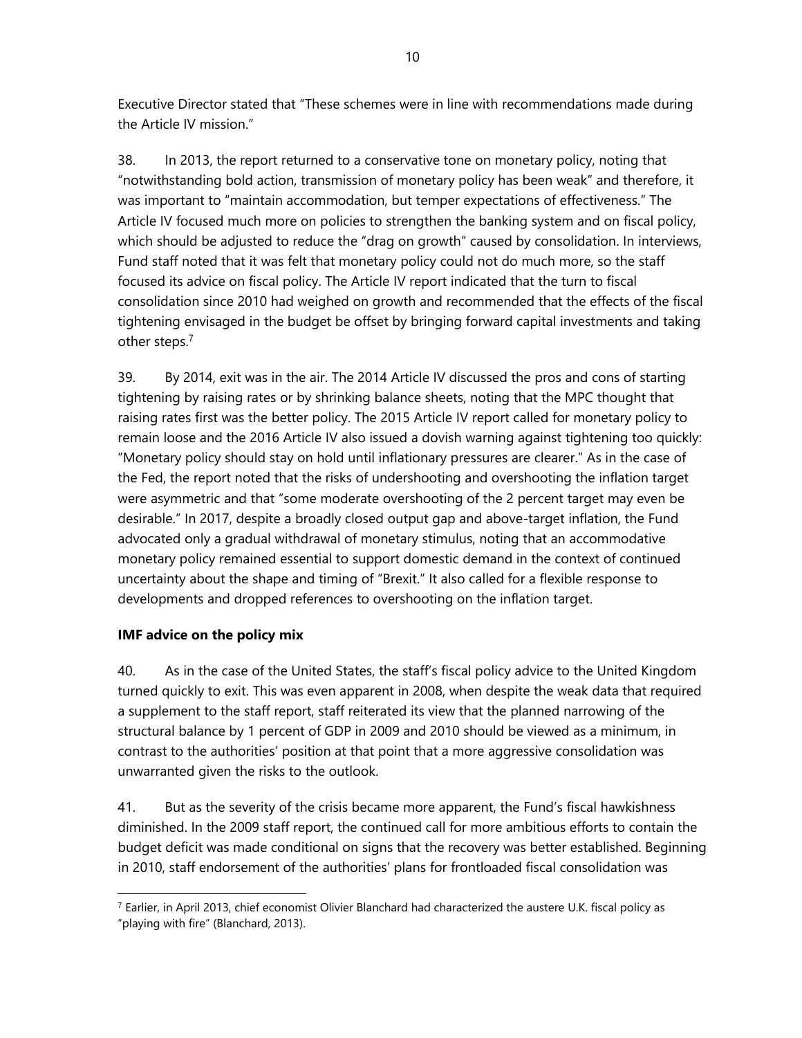Executive Director stated that "These schemes were in line with recommendations made during the Article IV mission."

38. In 2013, the report returned to a conservative tone on monetary policy, noting that "notwithstanding bold action, transmission of monetary policy has been weak" and therefore, it was important to "maintain accommodation, but temper expectations of effectiveness." The Article IV focused much more on policies to strengthen the banking system and on fiscal policy, which should be adjusted to reduce the "drag on growth" caused by consolidation. In interviews, Fund staff noted that it was felt that monetary policy could not do much more, so the staff focused its advice on fiscal policy. The Article IV report indicated that the turn to fiscal consolidation since 2010 had weighed on growth and recommended that the effects of the fiscal tightening envisaged in the budget be offset by bringing forward capital investments and taking other steps.[7]

39. By 2014, exit was in the air. The 2014 Article IV discussed the pros and cons of starting tightening by raising rates or by shrinking balance sheets, noting that the MPC thought that raising rates first was the better policy. The 2015 Article IV report called for monetary policy to remain loose and the 2016 Article IV also issued a dovish warning against tightening too quickly: "Monetary policy should stay on hold until inflationary pressures are clearer." As in the case of the Fed, the report noted that the risks of undershooting and overshooting the inflation target were asymmetric and that "some moderate overshooting of the 2 percent target may even be desirable." In 2017, despite a broadly closed output gap and above-target inflation, the Fund advocated only a gradual withdrawal of monetary stimulus, noting that an accommodative monetary policy remained essential to support domestic demand in the context of continued uncertainty about the shape and timing of "Brexit." It also called for a flexible response to developments and dropped references to overshooting on the inflation target.

**IMF advice on the policy mix**

40. As in the case of the United States, the staff's fiscal policy advice to the United Kingdom turned quickly to exit. This was even apparent in 2008, when despite the weak data that required a supplement to the staff report, staff reiterated its view that the planned narrowing of the structural balance by 1 percent of GDP in 2009 and 2010 should be viewed as a minimum, in contrast to the authorities' position at that point that a more aggressive consolidation was unwarranted given the risks to the outlook.

41. But as the severity of the crisis became more apparent, the Fund's fiscal hawkishness diminished. In the 2009 staff report, the continued call for more ambitious efforts to contain the budget deficit was made conditional on signs that the recovery was better established. Beginning in 2010, staff endorsement of the authorities' plans for frontloaded fiscal consolidation was

---

[7] Earlier, in April 2013, chief economist Olivier Blanchard had characterized the austere U.K. fiscal policy as "playing with fire" (Blanchard, 2013).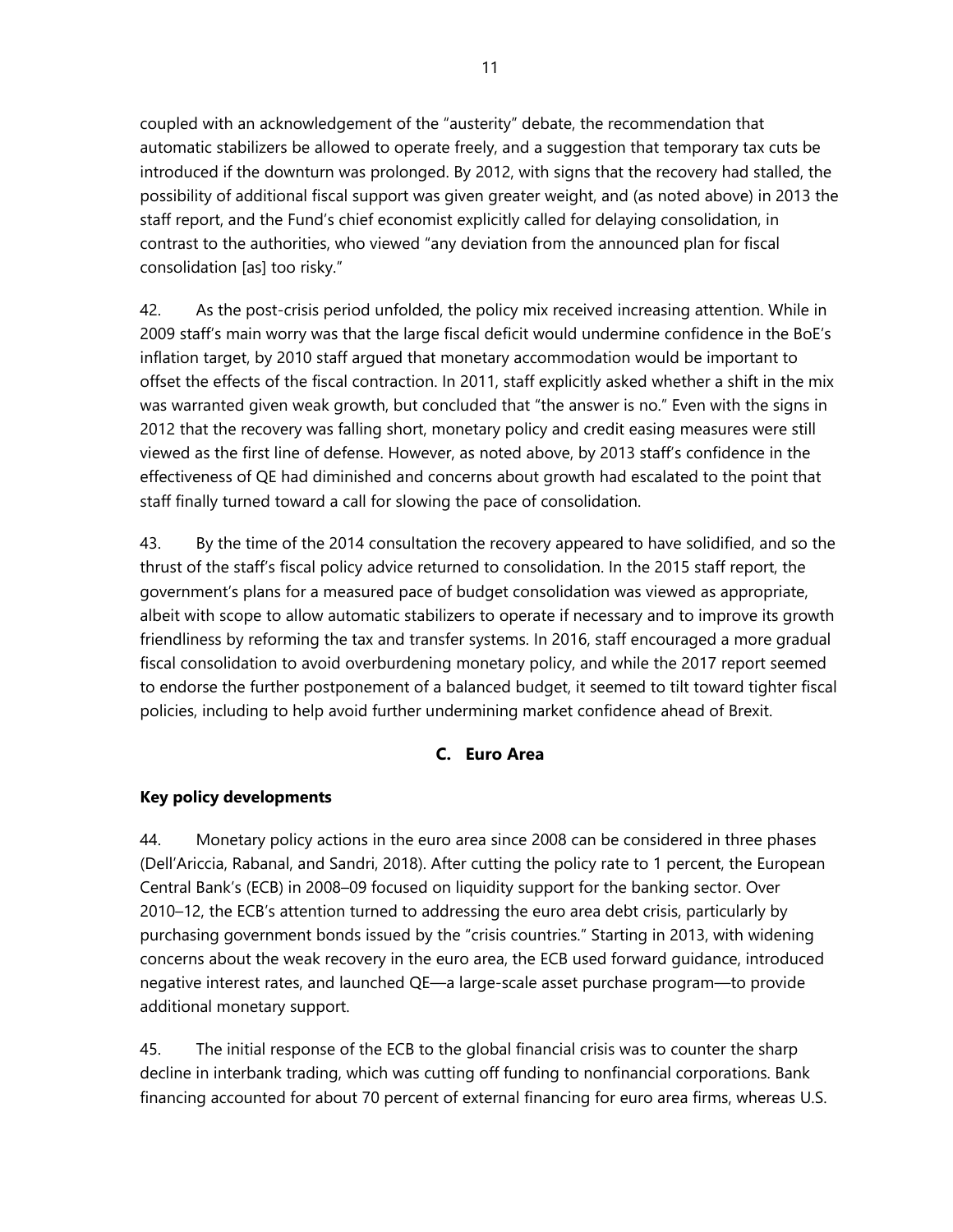coupled with an acknowledgement of the "austerity" debate, the recommendation that automatic stabilizers be allowed to operate freely, and a suggestion that temporary tax cuts be introduced if the downturn was prolonged. By 2012, with signs that the recovery had stalled, the possibility of additional fiscal support was given greater weight, and (as noted above) in 2013 the staff report, and the Fund's chief economist explicitly called for delaying consolidation, in contrast to the authorities, who viewed "any deviation from the announced plan for fiscal consolidation [as] too risky."

42. As the post-crisis period unfolded, the policy mix received increasing attention. While in 2009 staff's main worry was that the large fiscal deficit would undermine confidence in the BoE's inflation target, by 2010 staff argued that monetary accommodation would be important to offset the effects of the fiscal contraction. In 2011, staff explicitly asked whether a shift in the mix was warranted given weak growth, but concluded that "the answer is no." Even with the signs in 2012 that the recovery was falling short, monetary policy and credit easing measures were still viewed as the first line of defense. However, as noted above, by 2013 staff's confidence in the effectiveness of QE had diminished and concerns about growth had escalated to the point that staff finally turned toward a call for slowing the pace of consolidation.

43. By the time of the 2014 consultation the recovery appeared to have solidified, and so the thrust of the staff's fiscal policy advice returned to consolidation. In the 2015 staff report, the government's plans for a measured pace of budget consolidation was viewed as appropriate, albeit with scope to allow automatic stabilizers to operate if necessary and to improve its growth friendliness by reforming the tax and transfer systems. In 2016, staff encouraged a more gradual fiscal consolidation to avoid overburdening monetary policy, and while the 2017 report seemed to endorse the further postponement of a balanced budget, it seemed to tilt toward tighter fiscal policies, including to help avoid further undermining market confidence ahead of Brexit.

## C. Euro Area

**Key policy developments**

44. Monetary policy actions in the euro area since 2008 can be considered in three phases (Dell'Ariccia, Rabanal, and Sandri, 2018). After cutting the policy rate to 1 percent, the European Central Bank's (ECB) in 2008–09 focused on liquidity support for the banking sector. Over 2010–12, the ECB's attention turned to addressing the euro area debt crisis, particularly by purchasing government bonds issued by the "crisis countries." Starting in 2013, with widening concerns about the weak recovery in the euro area, the ECB used forward guidance, introduced negative interest rates, and launched QE—a large-scale asset purchase program—to provide additional monetary support.

45. The initial response of the ECB to the global financial crisis was to counter the sharp decline in interbank trading, which was cutting off funding to nonfinancial corporations. Bank financing accounted for about 70 percent of external financing for euro area firms, whereas U.S.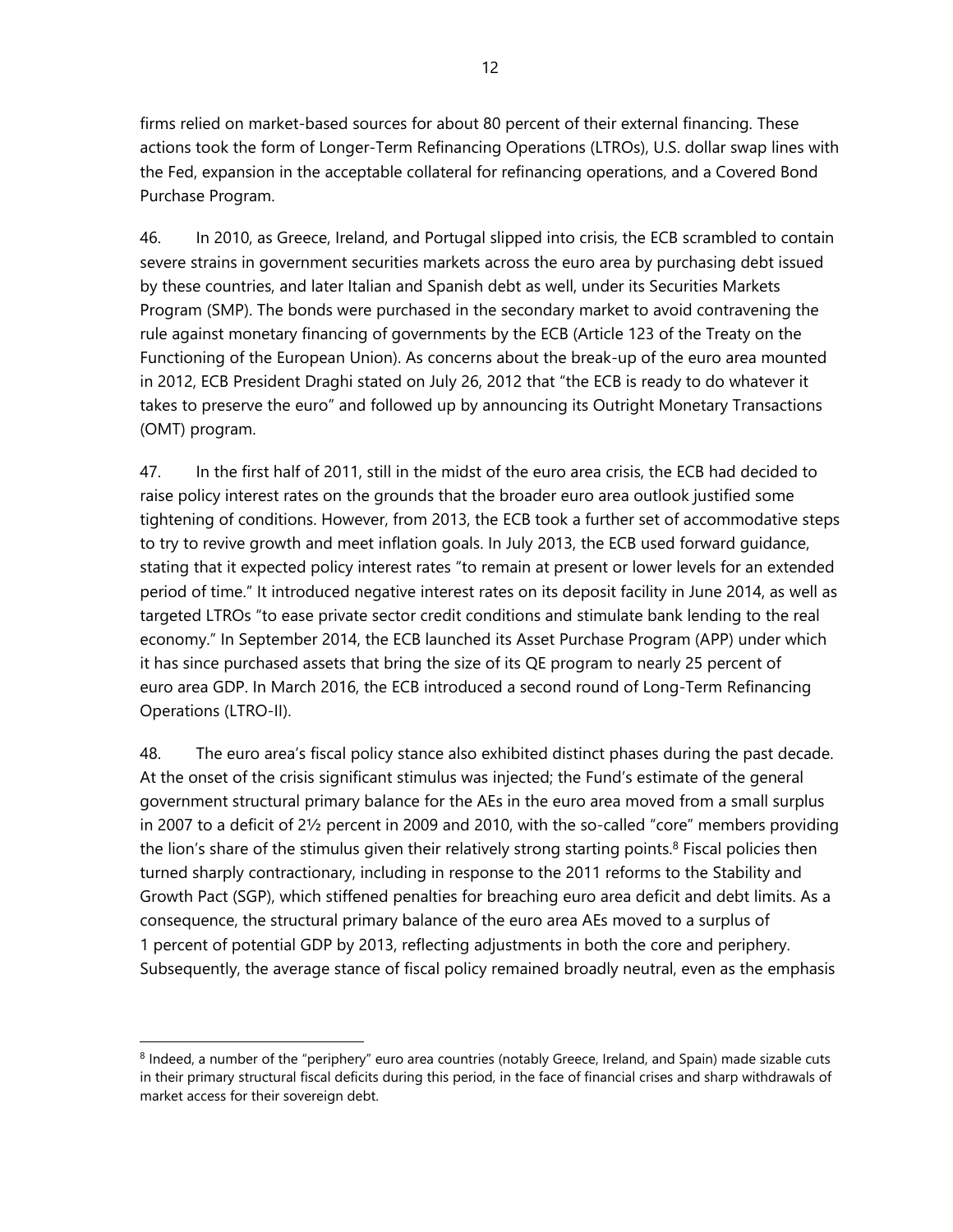firms relied on market-based sources for about 80 percent of their external financing. These actions took the form of Longer-Term Refinancing Operations (LTROs), U.S. dollar swap lines with the Fed, expansion in the acceptable collateral for refinancing operations, and a Covered Bond Purchase Program.

46. In 2010, as Greece, Ireland, and Portugal slipped into crisis, the ECB scrambled to contain severe strains in government securities markets across the euro area by purchasing debt issued by these countries, and later Italian and Spanish debt as well, under its Securities Markets Program (SMP). The bonds were purchased in the secondary market to avoid contravening the rule against monetary financing of governments by the ECB (Article 123 of the Treaty on the Functioning of the European Union). As concerns about the break-up of the euro area mounted in 2012, ECB President Draghi stated on July 26, 2012 that "the ECB is ready to do whatever it takes to preserve the euro" and followed up by announcing its Outright Monetary Transactions (OMT) program.

47. In the first half of 2011, still in the midst of the euro area crisis, the ECB had decided to raise policy interest rates on the grounds that the broader euro area outlook justified some tightening of conditions. However, from 2013, the ECB took a further set of accommodative steps to try to revive growth and meet inflation goals. In July 2013, the ECB used forward guidance, stating that it expected policy interest rates "to remain at present or lower levels for an extended period of time." It introduced negative interest rates on its deposit facility in June 2014, as well as targeted LTROs "to ease private sector credit conditions and stimulate bank lending to the real economy." In September 2014, the ECB launched its Asset Purchase Program (APP) under which it has since purchased assets that bring the size of its QE program to nearly 25 percent of euro area GDP. In March 2016, the ECB introduced a second round of Long-Term Refinancing Operations (LTRO-II).

48. The euro area's fiscal policy stance also exhibited distinct phases during the past decade. At the onset of the crisis significant stimulus was injected; the Fund's estimate of the general government structural primary balance for the AEs in the euro area moved from a small surplus in 2007 to a deficit of 2½ percent in 2009 and 2010, with the so-called "core" members providing the lion's share of the stimulus given their relatively strong starting points.[8] Fiscal policies then turned sharply contractionary, including in response to the 2011 reforms to the Stability and Growth Pact (SGP), which stiffened penalties for breaching euro area deficit and debt limits. As a consequence, the structural primary balance of the euro area AEs moved to a surplus of 1 percent of potential GDP by 2013, reflecting adjustments in both the core and periphery. Subsequently, the average stance of fiscal policy remained broadly neutral, even as the emphasis

[8] Indeed, a number of the "periphery" euro area countries (notably Greece, Ireland, and Spain) made sizable cuts in their primary structural fiscal deficits during this period, in the face of financial crises and sharp withdrawals of market access for their sovereign debt.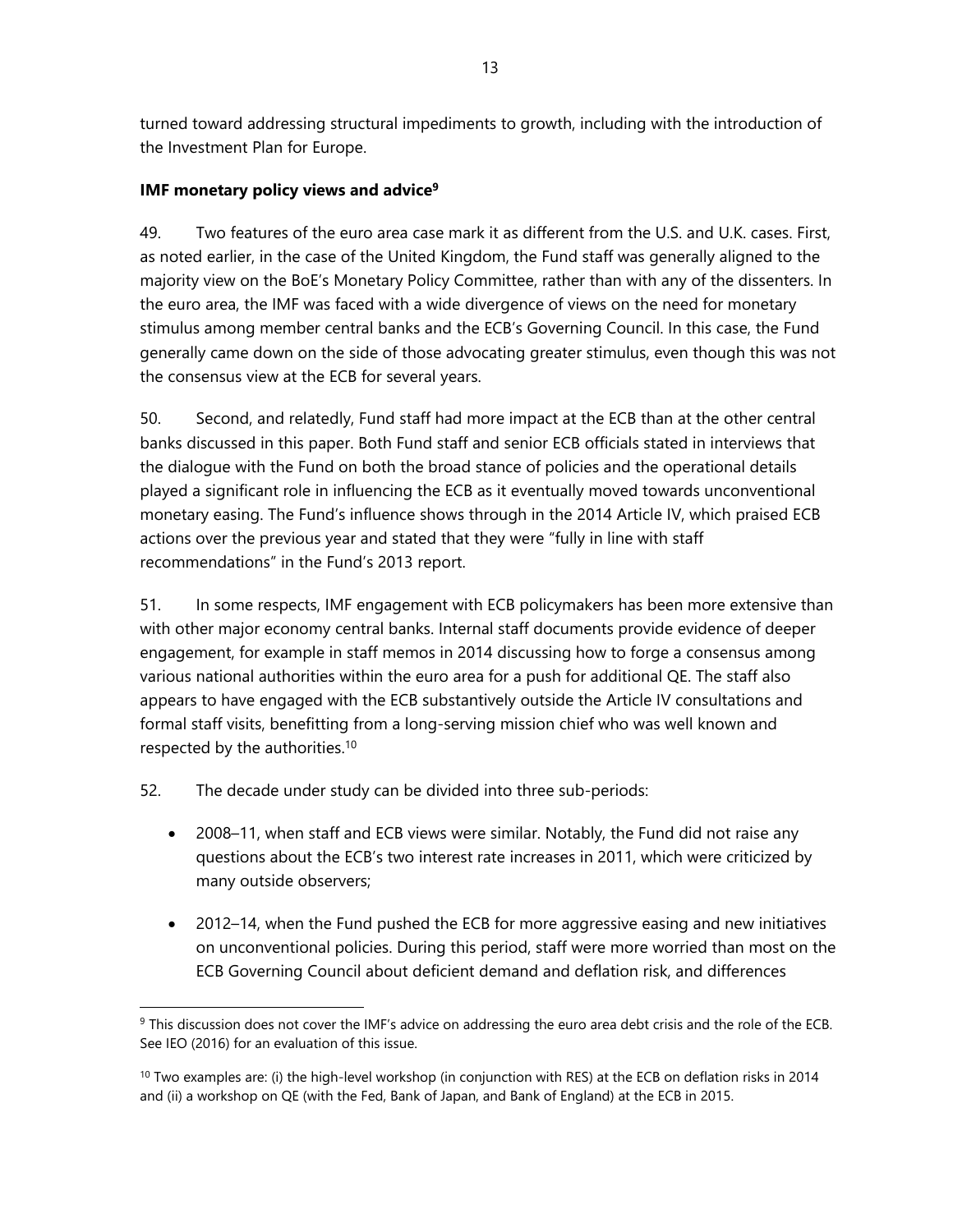turned toward addressing structural impediments to growth, including with the introduction of the Investment Plan for Europe.

**IMF monetary policy views and advice[9]**

49. Two features of the euro area case mark it as different from the U.S. and U.K. cases. First, as noted earlier, in the case of the United Kingdom, the Fund staff was generally aligned to the majority view on the BoE's Monetary Policy Committee, rather than with any of the dissenters. In the euro area, the IMF was faced with a wide divergence of views on the need for monetary stimulus among member central banks and the ECB's Governing Council. In this case, the Fund generally came down on the side of those advocating greater stimulus, even though this was not the consensus view at the ECB for several years.

50. Second, and relatedly, Fund staff had more impact at the ECB than at the other central banks discussed in this paper. Both Fund staff and senior ECB officials stated in interviews that the dialogue with the Fund on both the broad stance of policies and the operational details played a significant role in influencing the ECB as it eventually moved towards unconventional monetary easing. The Fund's influence shows through in the 2014 Article IV, which praised ECB actions over the previous year and stated that they were "fully in line with staff recommendations" in the Fund's 2013 report.

51. In some respects, IMF engagement with ECB policymakers has been more extensive than with other major economy central banks. Internal staff documents provide evidence of deeper engagement, for example in staff memos in 2014 discussing how to forge a consensus among various national authorities within the euro area for a push for additional QE. The staff also appears to have engaged with the ECB substantively outside the Article IV consultations and formal staff visits, benefitting from a long-serving mission chief who was well known and respected by the authorities.[10]

52. The decade under study can be divided into three sub-periods:

- 2008–11, when staff and ECB views were similar. Notably, the Fund did not raise any questions about the ECB's two interest rate increases in 2011, which were criticized by many outside observers;

- 2012–14, when the Fund pushed the ECB for more aggressive easing and new initiatives on unconventional policies. During this period, staff were more worried than most on the ECB Governing Council about deficient demand and deflation risk, and differences

[9] This discussion does not cover the IMF's advice on addressing the euro area debt crisis and the role of the ECB. See IEO (2016) for an evaluation of this issue.

[10] Two examples are: (i) the high-level workshop (in conjunction with RES) at the ECB on deflation risks in 2014 and (ii) a workshop on QE (with the Fed, Bank of Japan, and Bank of England) at the ECB in 2015.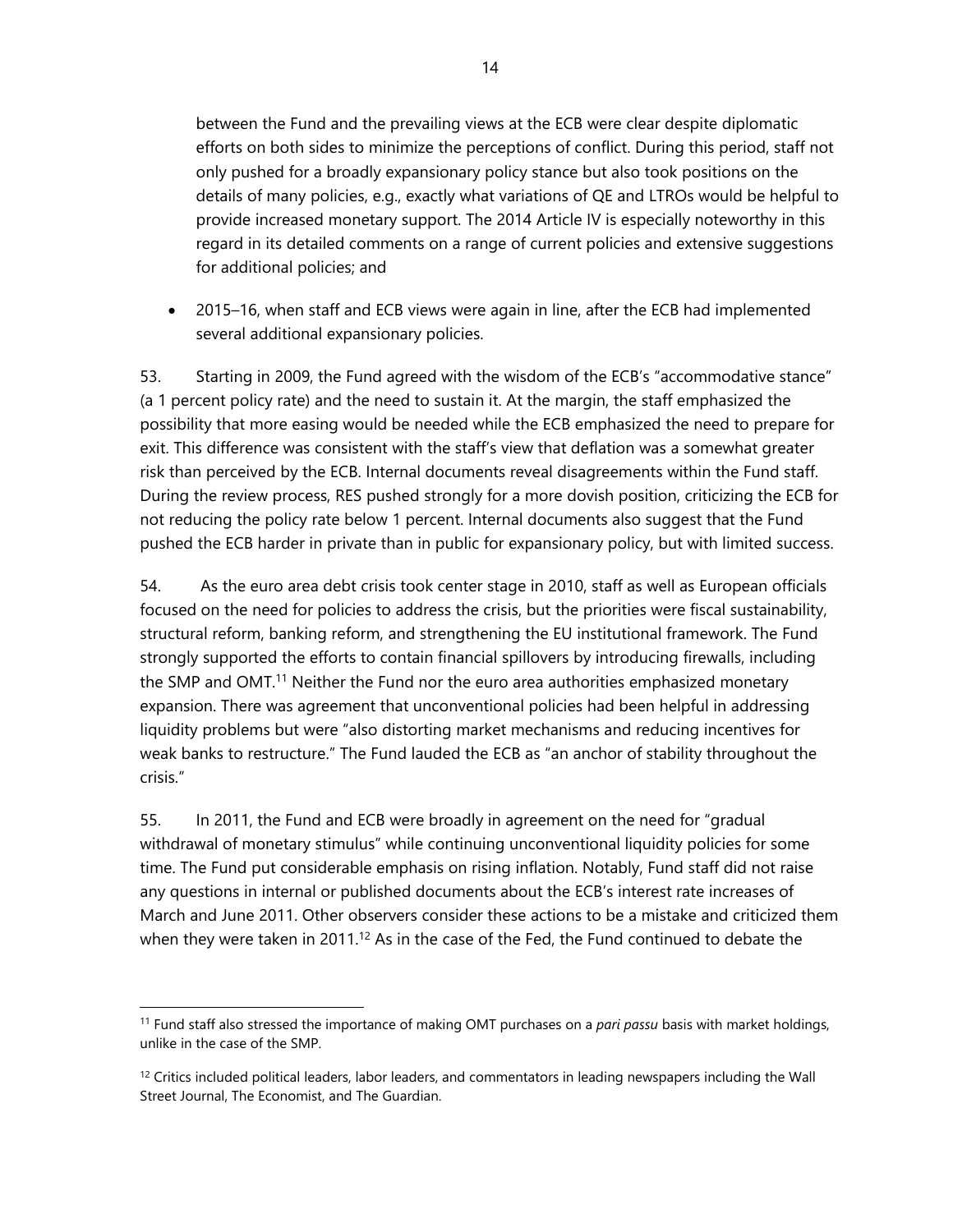between the Fund and the prevailing views at the ECB were clear despite diplomatic efforts on both sides to minimize the perceptions of conflict. During this period, staff not only pushed for a broadly expansionary policy stance but also took positions on the details of many policies, e.g., exactly what variations of QE and LTROs would be helpful to provide increased monetary support. The 2014 Article IV is especially noteworthy in this regard in its detailed comments on a range of current policies and extensive suggestions for additional policies; and

- 2015–16, when staff and ECB views were again in line, after the ECB had implemented several additional expansionary policies.

53. Starting in 2009, the Fund agreed with the wisdom of the ECB's "accommodative stance" (a 1 percent policy rate) and the need to sustain it. At the margin, the staff emphasized the possibility that more easing would be needed while the ECB emphasized the need to prepare for exit. This difference was consistent with the staff's view that deflation was a somewhat greater risk than perceived by the ECB. Internal documents reveal disagreements within the Fund staff. During the review process, RES pushed strongly for a more dovish position, criticizing the ECB for not reducing the policy rate below 1 percent. Internal documents also suggest that the Fund pushed the ECB harder in private than in public for expansionary policy, but with limited success.

54. As the euro area debt crisis took center stage in 2010, staff as well as European officials focused on the need for policies to address the crisis, but the priorities were fiscal sustainability, structural reform, banking reform, and strengthening the EU institutional framework. The Fund strongly supported the efforts to contain financial spillovers by introducing firewalls, including the SMP and OMT.[11] Neither the Fund nor the euro area authorities emphasized monetary expansion. There was agreement that unconventional policies had been helpful in addressing liquidity problems but were "also distorting market mechanisms and reducing incentives for weak banks to restructure." The Fund lauded the ECB as "an anchor of stability throughout the crisis."

55. In 2011, the Fund and ECB were broadly in agreement on the need for "gradual withdrawal of monetary stimulus" while continuing unconventional liquidity policies for some time. The Fund put considerable emphasis on rising inflation. Notably, Fund staff did not raise any questions in internal or published documents about the ECB's interest rate increases of March and June 2011. Other observers consider these actions to be a mistake and criticized them when they were taken in 2011.[12] As in the case of the Fed, the Fund continued to debate the

[11] Fund staff also stressed the importance of making OMT purchases on a *pari passu* basis with market holdings, unlike in the case of the SMP.

[12] Critics included political leaders, labor leaders, and commentators in leading newspapers including the Wall Street Journal, The Economist, and The Guardian.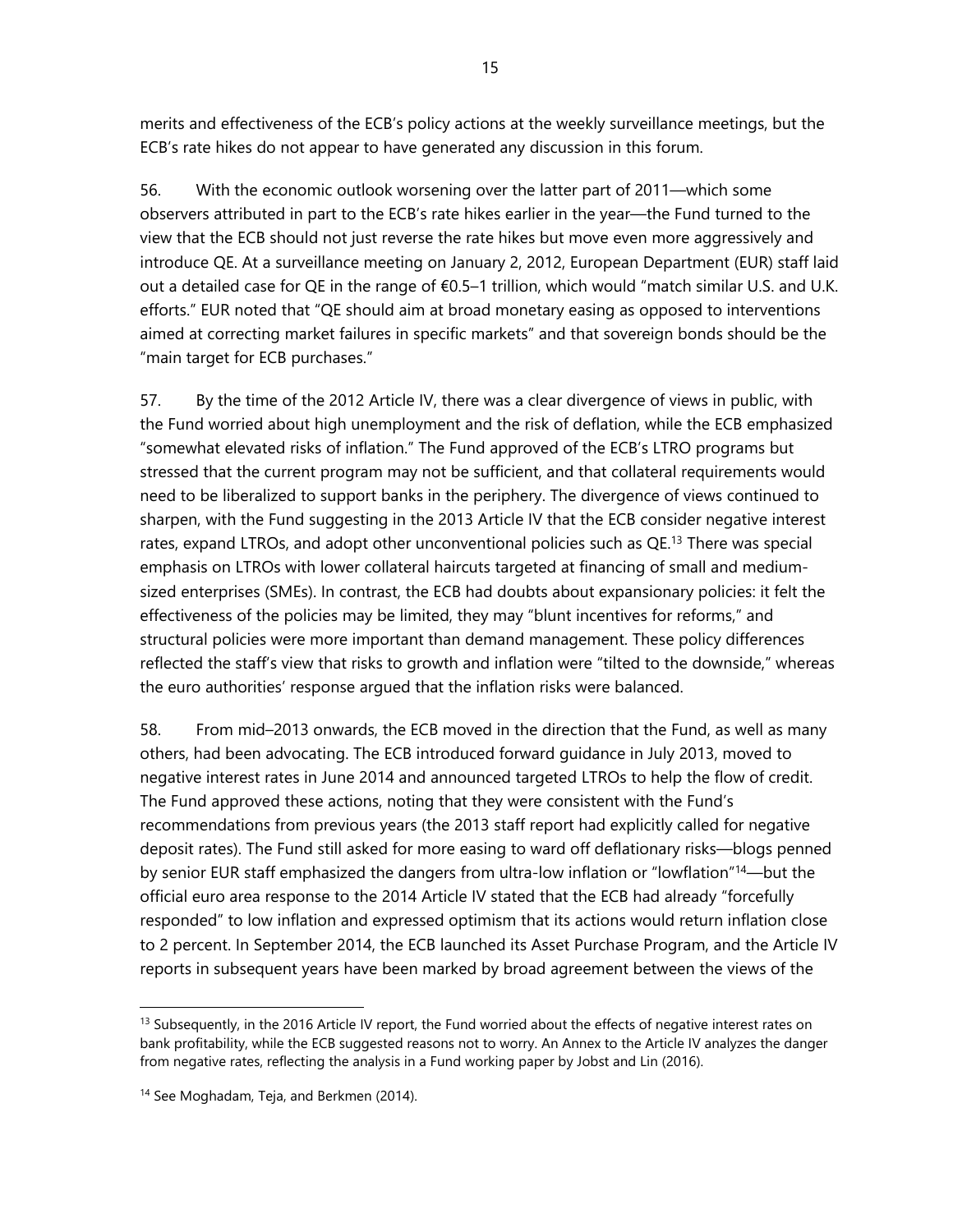merits and effectiveness of the ECB's policy actions at the weekly surveillance meetings, but the ECB's rate hikes do not appear to have generated any discussion in this forum.

56. With the economic outlook worsening over the latter part of 2011—which some observers attributed in part to the ECB's rate hikes earlier in the year—the Fund turned to the view that the ECB should not just reverse the rate hikes but move even more aggressively and introduce QE. At a surveillance meeting on January 2, 2012, European Department (EUR) staff laid out a detailed case for QE in the range of €0.5–1 trillion, which would "match similar U.S. and U.K. efforts." EUR noted that "QE should aim at broad monetary easing as opposed to interventions aimed at correcting market failures in specific markets" and that sovereign bonds should be the "main target for ECB purchases."

57. By the time of the 2012 Article IV, there was a clear divergence of views in public, with the Fund worried about high unemployment and the risk of deflation, while the ECB emphasized "somewhat elevated risks of inflation." The Fund approved of the ECB's LTRO programs but stressed that the current program may not be sufficient, and that collateral requirements would need to be liberalized to support banks in the periphery. The divergence of views continued to sharpen, with the Fund suggesting in the 2013 Article IV that the ECB consider negative interest rates, expand LTROs, and adopt other unconventional policies such as QE.[13] There was special emphasis on LTROs with lower collateral haircuts targeted at financing of small and medium-sized enterprises (SMEs). In contrast, the ECB had doubts about expansionary policies: it felt the effectiveness of the policies may be limited, they may "blunt incentives for reforms," and structural policies were more important than demand management. These policy differences reflected the staff's view that risks to growth and inflation were "tilted to the downside," whereas the euro authorities' response argued that the inflation risks were balanced.

58. From mid–2013 onwards, the ECB moved in the direction that the Fund, as well as many others, had been advocating. The ECB introduced forward guidance in July 2013, moved to negative interest rates in June 2014 and announced targeted LTROs to help the flow of credit. The Fund approved these actions, noting that they were consistent with the Fund's recommendations from previous years (the 2013 staff report had explicitly called for negative deposit rates). The Fund still asked for more easing to ward off deflationary risks—blogs penned by senior EUR staff emphasized the dangers from ultra-low inflation or "lowflation"[14]—but the official euro area response to the 2014 Article IV stated that the ECB had already "forcefully responded" to low inflation and expressed optimism that its actions would return inflation close to 2 percent. In September 2014, the ECB launched its Asset Purchase Program, and the Article IV reports in subsequent years have been marked by broad agreement between the views of the

---

[13] Subsequently, in the 2016 Article IV report, the Fund worried about the effects of negative interest rates on bank profitability, while the ECB suggested reasons not to worry. An Annex to the Article IV analyzes the danger from negative rates, reflecting the analysis in a Fund working paper by Jobst and Lin (2016).

[14] See Moghadam, Teja, and Berkmen (2014).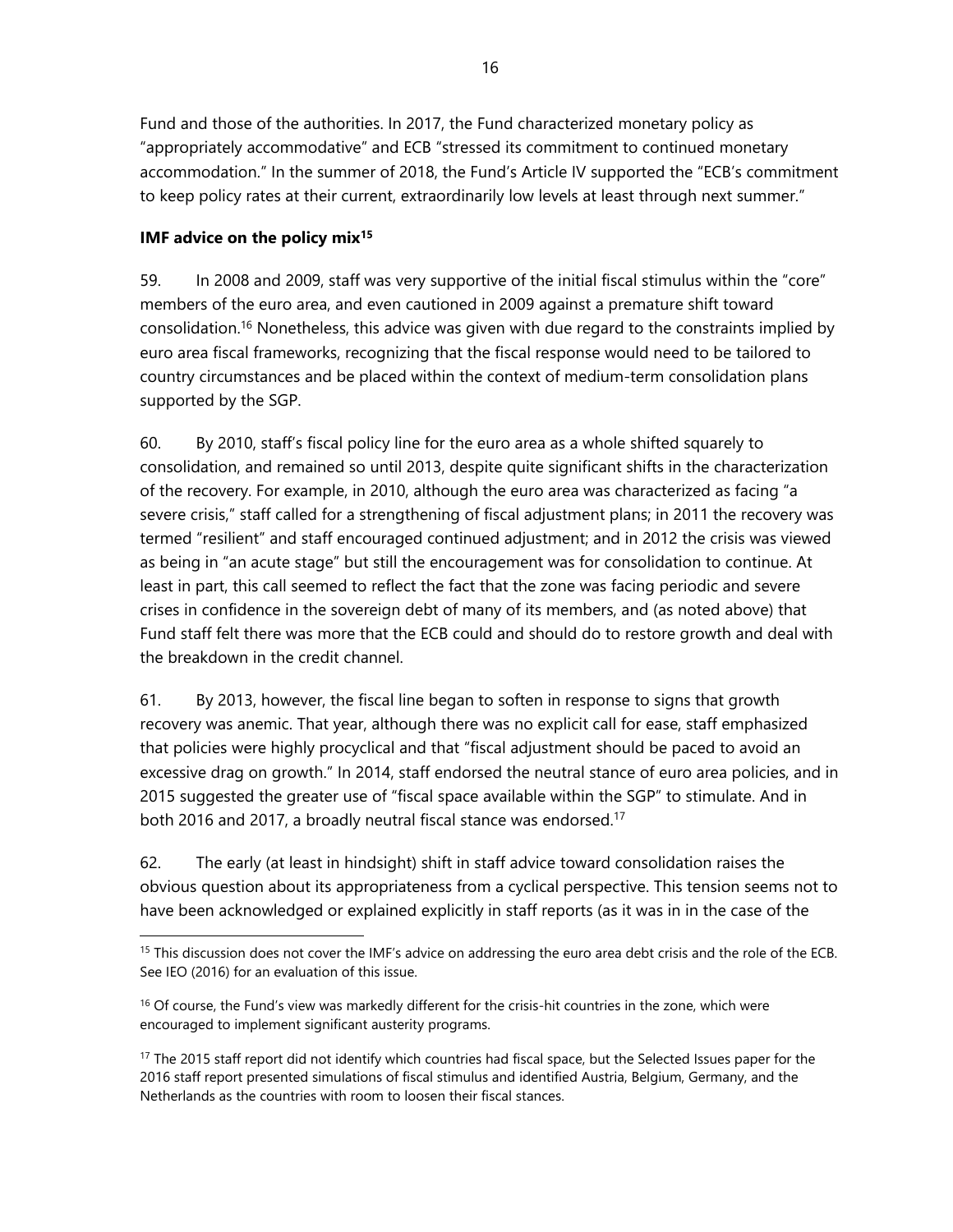Fund and those of the authorities. In 2017, the Fund characterized monetary policy as "appropriately accommodative" and ECB "stressed its commitment to continued monetary accommodation." In the summer of 2018, the Fund's Article IV supported the "ECB's commitment to keep policy rates at their current, extraordinarily low levels at least through next summer."

**IMF advice on the policy mix[15]**

59. In 2008 and 2009, staff was very supportive of the initial fiscal stimulus within the "core" members of the euro area, and even cautioned in 2009 against a premature shift toward consolidation.[16] Nonetheless, this advice was given with due regard to the constraints implied by euro area fiscal frameworks, recognizing that the fiscal response would need to be tailored to country circumstances and be placed within the context of medium-term consolidation plans supported by the SGP.

60. By 2010, staff's fiscal policy line for the euro area as a whole shifted squarely to consolidation, and remained so until 2013, despite quite significant shifts in the characterization of the recovery. For example, in 2010, although the euro area was characterized as facing "a severe crisis," staff called for a strengthening of fiscal adjustment plans; in 2011 the recovery was termed "resilient" and staff encouraged continued adjustment; and in 2012 the crisis was viewed as being in "an acute stage" but still the encouragement was for consolidation to continue. At least in part, this call seemed to reflect the fact that the zone was facing periodic and severe crises in confidence in the sovereign debt of many of its members, and (as noted above) that Fund staff felt there was more that the ECB could and should do to restore growth and deal with the breakdown in the credit channel.

61. By 2013, however, the fiscal line began to soften in response to signs that growth recovery was anemic. That year, although there was no explicit call for ease, staff emphasized that policies were highly procyclical and that "fiscal adjustment should be paced to avoid an excessive drag on growth." In 2014, staff endorsed the neutral stance of euro area policies, and in 2015 suggested the greater use of "fiscal space available within the SGP" to stimulate. And in both 2016 and 2017, a broadly neutral fiscal stance was endorsed.[17]

62. The early (at least in hindsight) shift in staff advice toward consolidation raises the obvious question about its appropriateness from a cyclical perspective. This tension seems not to have been acknowledged or explained explicitly in staff reports (as it was in in the case of the

---

[15] This discussion does not cover the IMF's advice on addressing the euro area debt crisis and the role of the ECB. See IEO (2016) for an evaluation of this issue.

[16] Of course, the Fund's view was markedly different for the crisis-hit countries in the zone, which were encouraged to implement significant austerity programs.

[17] The 2015 staff report did not identify which countries had fiscal space, but the Selected Issues paper for the 2016 staff report presented simulations of fiscal stimulus and identified Austria, Belgium, Germany, and the Netherlands as the countries with room to loosen their fiscal stances.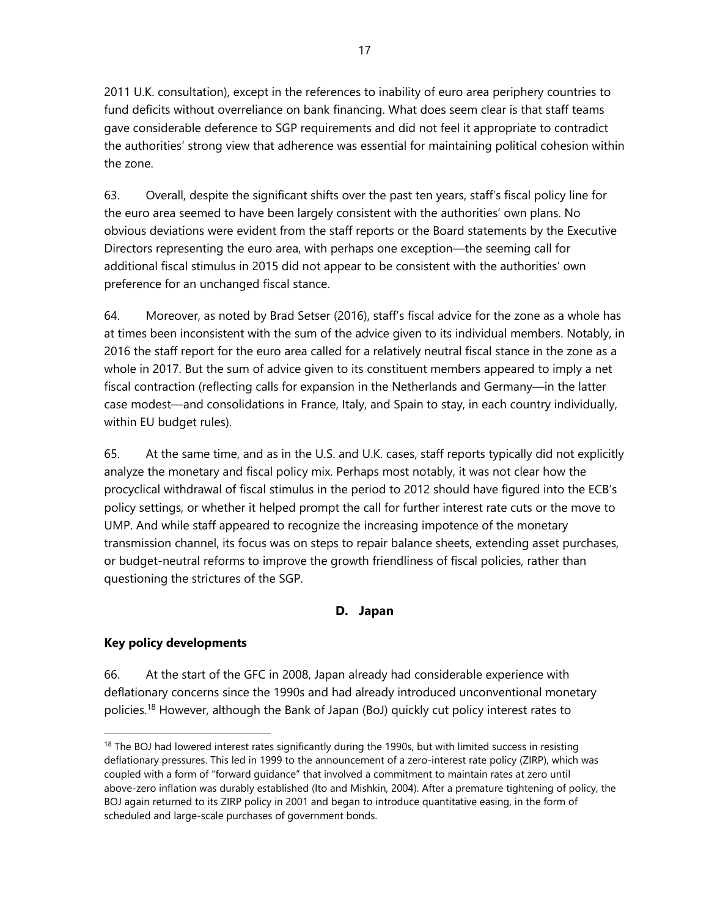2011 U.K. consultation), except in the references to inability of euro area periphery countries to fund deficits without overreliance on bank financing. What does seem clear is that staff teams gave considerable deference to SGP requirements and did not feel it appropriate to contradict the authorities' strong view that adherence was essential for maintaining political cohesion within the zone.

63. Overall, despite the significant shifts over the past ten years, staff's fiscal policy line for the euro area seemed to have been largely consistent with the authorities' own plans. No obvious deviations were evident from the staff reports or the Board statements by the Executive Directors representing the euro area, with perhaps one exception—the seeming call for additional fiscal stimulus in 2015 did not appear to be consistent with the authorities' own preference for an unchanged fiscal stance.

64. Moreover, as noted by Brad Setser (2016), staff's fiscal advice for the zone as a whole has at times been inconsistent with the sum of the advice given to its individual members. Notably, in 2016 the staff report for the euro area called for a relatively neutral fiscal stance in the zone as a whole in 2017. But the sum of advice given to its constituent members appeared to imply a net fiscal contraction (reflecting calls for expansion in the Netherlands and Germany—in the latter case modest—and consolidations in France, Italy, and Spain to stay, in each country individually, within EU budget rules).

65. At the same time, and as in the U.S. and U.K. cases, staff reports typically did not explicitly analyze the monetary and fiscal policy mix. Perhaps most notably, it was not clear how the procyclical withdrawal of fiscal stimulus in the period to 2012 should have figured into the ECB's policy settings, or whether it helped prompt the call for further interest rate cuts or the move to UMP. And while staff appeared to recognize the increasing impotence of the monetary transmission channel, its focus was on steps to repair balance sheets, extending asset purchases, or budget-neutral reforms to improve the growth friendliness of fiscal policies, rather than questioning the strictures of the SGP.

## D. Japan

**Key policy developments**

66. At the start of the GFC in 2008, Japan already had considerable experience with deflationary concerns since the 1990s and had already introduced unconventional monetary policies.[18] However, although the Bank of Japan (BoJ) quickly cut policy interest rates to

---

[18] The BOJ had lowered interest rates significantly during the 1990s, but with limited success in resisting deflationary pressures. This led in 1999 to the announcement of a zero-interest rate policy (ZIRP), which was coupled with a form of "forward guidance" that involved a commitment to maintain rates at zero until above-zero inflation was durably established (Ito and Mishkin, 2004). After a premature tightening of policy, the BOJ again returned to its ZIRP policy in 2001 and began to introduce quantitative easing, in the form of scheduled and large-scale purchases of government bonds.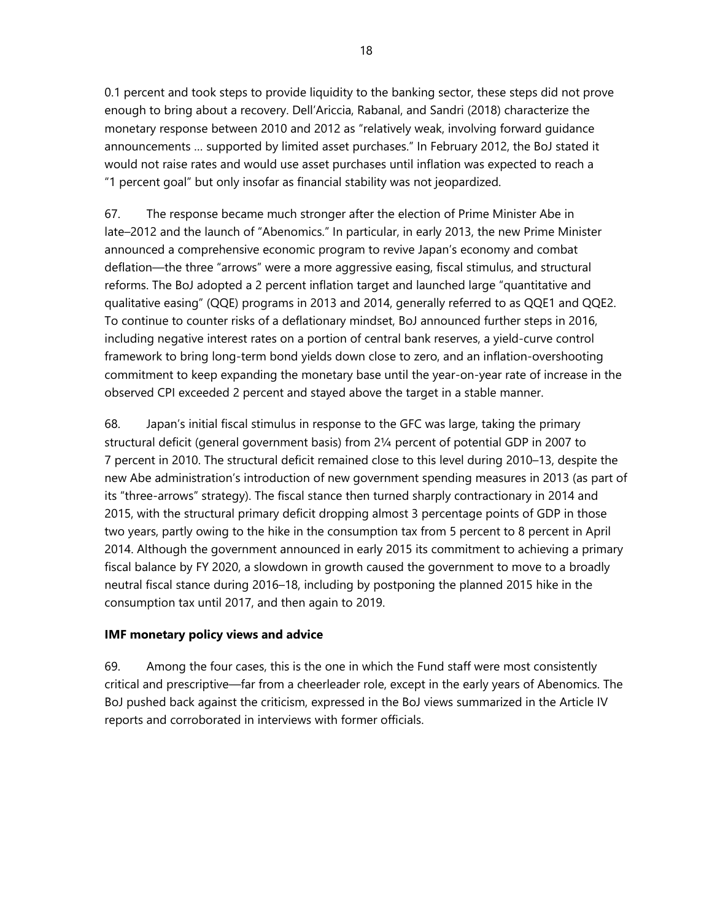0.1 percent and took steps to provide liquidity to the banking sector, these steps did not prove enough to bring about a recovery. Dell'Ariccia, Rabanal, and Sandri (2018) characterize the monetary response between 2010 and 2012 as "relatively weak, involving forward guidance announcements … supported by limited asset purchases." In February 2012, the BoJ stated it would not raise rates and would use asset purchases until inflation was expected to reach a "1 percent goal" but only insofar as financial stability was not jeopardized.

67. The response became much stronger after the election of Prime Minister Abe in late–2012 and the launch of "Abenomics." In particular, in early 2013, the new Prime Minister announced a comprehensive economic program to revive Japan's economy and combat deflation—the three "arrows" were a more aggressive easing, fiscal stimulus, and structural reforms. The BoJ adopted a 2 percent inflation target and launched large "quantitative and qualitative easing" (QQE) programs in 2013 and 2014, generally referred to as QQE1 and QQE2. To continue to counter risks of a deflationary mindset, BoJ announced further steps in 2016, including negative interest rates on a portion of central bank reserves, a yield-curve control framework to bring long-term bond yields down close to zero, and an inflation-overshooting commitment to keep expanding the monetary base until the year-on-year rate of increase in the observed CPI exceeded 2 percent and stayed above the target in a stable manner.

68. Japan's initial fiscal stimulus in response to the GFC was large, taking the primary structural deficit (general government basis) from 2¼ percent of potential GDP in 2007 to 7 percent in 2010. The structural deficit remained close to this level during 2010–13, despite the new Abe administration's introduction of new government spending measures in 2013 (as part of its "three-arrows" strategy). The fiscal stance then turned sharply contractionary in 2014 and 2015, with the structural primary deficit dropping almost 3 percentage points of GDP in those two years, partly owing to the hike in the consumption tax from 5 percent to 8 percent in April 2014. Although the government announced in early 2015 its commitment to achieving a primary fiscal balance by FY 2020, a slowdown in growth caused the government to move to a broadly neutral fiscal stance during 2016–18, including by postponing the planned 2015 hike in the consumption tax until 2017, and then again to 2019.

**IMF monetary policy views and advice**

69. Among the four cases, this is the one in which the Fund staff were most consistently critical and prescriptive—far from a cheerleader role, except in the early years of Abenomics. The BoJ pushed back against the criticism, expressed in the BoJ views summarized in the Article IV reports and corroborated in interviews with former officials.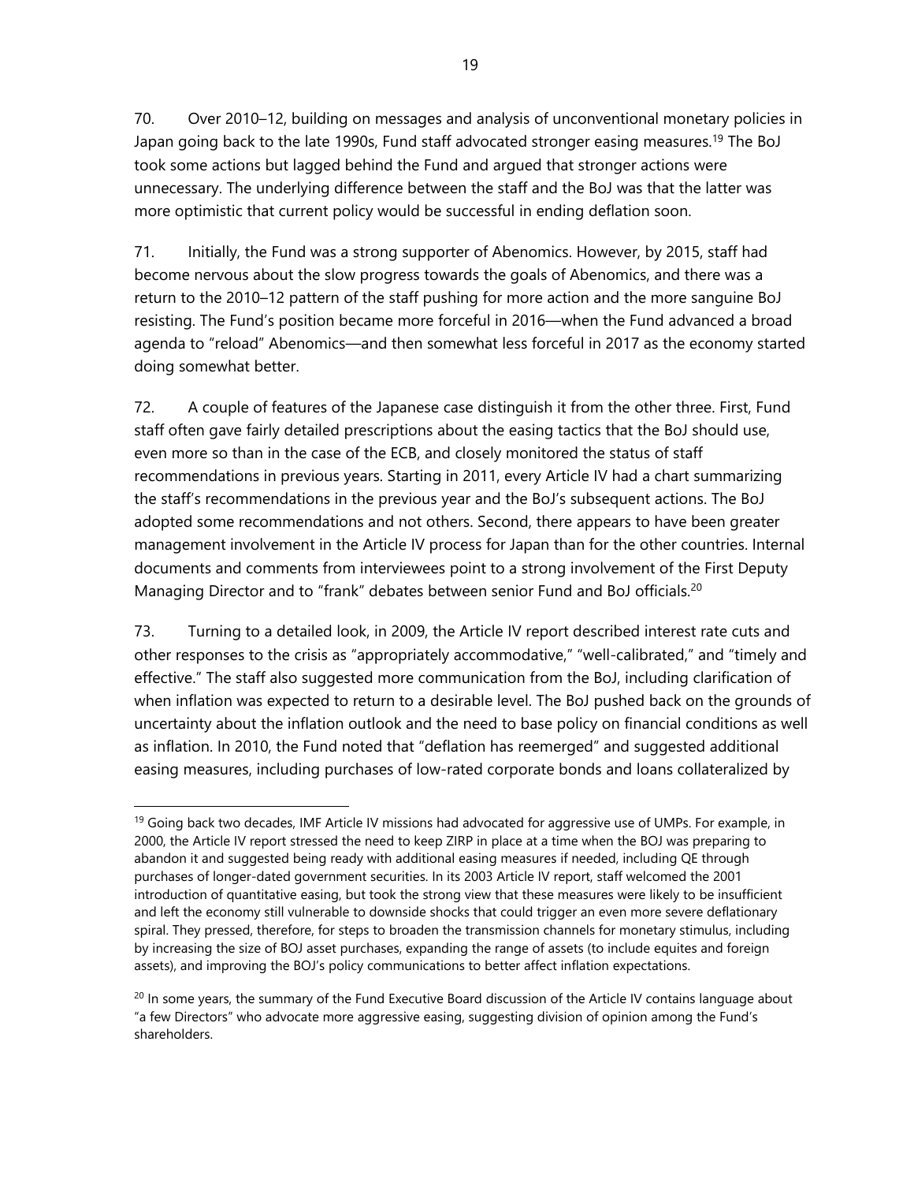70. Over 2010–12, building on messages and analysis of unconventional monetary policies in Japan going back to the late 1990s, Fund staff advocated stronger easing measures.[19] The BoJ took some actions but lagged behind the Fund and argued that stronger actions were unnecessary. The underlying difference between the staff and the BoJ was that the latter was more optimistic that current policy would be successful in ending deflation soon.

71. Initially, the Fund was a strong supporter of Abenomics. However, by 2015, staff had become nervous about the slow progress towards the goals of Abenomics, and there was a return to the 2010–12 pattern of the staff pushing for more action and the more sanguine BoJ resisting. The Fund's position became more forceful in 2016—when the Fund advanced a broad agenda to "reload" Abenomics—and then somewhat less forceful in 2017 as the economy started doing somewhat better.

72. A couple of features of the Japanese case distinguish it from the other three. First, Fund staff often gave fairly detailed prescriptions about the easing tactics that the BoJ should use, even more so than in the case of the ECB, and closely monitored the status of staff recommendations in previous years. Starting in 2011, every Article IV had a chart summarizing the staff's recommendations in the previous year and the BoJ's subsequent actions. The BoJ adopted some recommendations and not others. Second, there appears to have been greater management involvement in the Article IV process for Japan than for the other countries. Internal documents and comments from interviewees point to a strong involvement of the First Deputy Managing Director and to "frank" debates between senior Fund and BoJ officials.[20]

73. Turning to a detailed look, in 2009, the Article IV report described interest rate cuts and other responses to the crisis as "appropriately accommodative," "well-calibrated," and "timely and effective." The staff also suggested more communication from the BoJ, including clarification of when inflation was expected to return to a desirable level. The BoJ pushed back on the grounds of uncertainty about the inflation outlook and the need to base policy on financial conditions as well as inflation. In 2010, the Fund noted that "deflation has reemerged" and suggested additional easing measures, including purchases of low-rated corporate bonds and loans collateralized by

---

[19] Going back two decades, IMF Article IV missions had advocated for aggressive use of UMPs. For example, in 2000, the Article IV report stressed the need to keep ZIRP in place at a time when the BOJ was preparing to abandon it and suggested being ready with additional easing measures if needed, including QE through purchases of longer-dated government securities. In its 2003 Article IV report, staff welcomed the 2001 introduction of quantitative easing, but took the strong view that these measures were likely to be insufficient and left the economy still vulnerable to downside shocks that could trigger an even more severe deflationary spiral. They pressed, therefore, for steps to broaden the transmission channels for monetary stimulus, including by increasing the size of BOJ asset purchases, expanding the range of assets (to include equites and foreign assets), and improving the BOJ's policy communications to better affect inflation expectations.

[20] In some years, the summary of the Fund Executive Board discussion of the Article IV contains language about "a few Directors" who advocate more aggressive easing, suggesting division of opinion among the Fund's shareholders.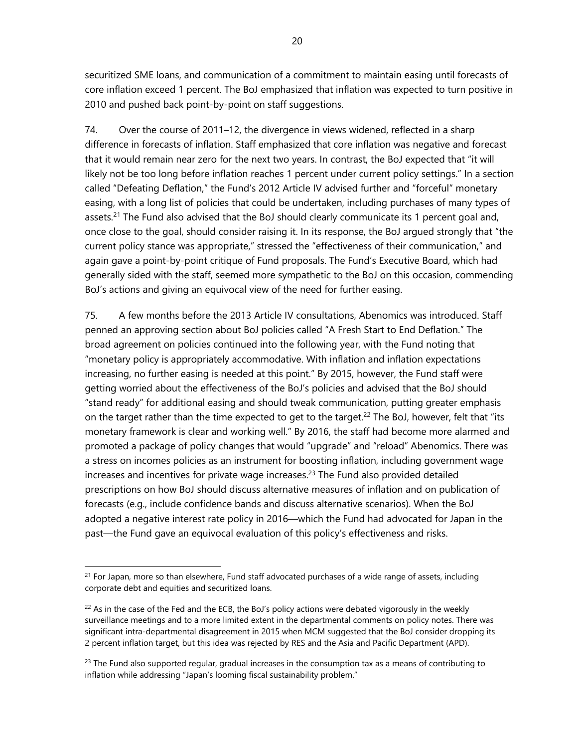securitized SME loans, and communication of a commitment to maintain easing until forecasts of core inflation exceed 1 percent. The BoJ emphasized that inflation was expected to turn positive in 2010 and pushed back point-by-point on staff suggestions.

74. Over the course of 2011–12, the divergence in views widened, reflected in a sharp difference in forecasts of inflation. Staff emphasized that core inflation was negative and forecast that it would remain near zero for the next two years. In contrast, the BoJ expected that "it will likely not be too long before inflation reaches 1 percent under current policy settings." In a section called "Defeating Deflation," the Fund's 2012 Article IV advised further and "forceful" monetary easing, with a long list of policies that could be undertaken, including purchases of many types of assets.[21] The Fund also advised that the BoJ should clearly communicate its 1 percent goal and, once close to the goal, should consider raising it. In its response, the BoJ argued strongly that "the current policy stance was appropriate," stressed the "effectiveness of their communication," and again gave a point-by-point critique of Fund proposals. The Fund's Executive Board, which had generally sided with the staff, seemed more sympathetic to the BoJ on this occasion, commending BoJ's actions and giving an equivocal view of the need for further easing.

75. A few months before the 2013 Article IV consultations, Abenomics was introduced. Staff penned an approving section about BoJ policies called "A Fresh Start to End Deflation." The broad agreement on policies continued into the following year, with the Fund noting that "monetary policy is appropriately accommodative. With inflation and inflation expectations increasing, no further easing is needed at this point." By 2015, however, the Fund staff were getting worried about the effectiveness of the BoJ's policies and advised that the BoJ should "stand ready" for additional easing and should tweak communication, putting greater emphasis on the target rather than the time expected to get to the target.[22] The BoJ, however, felt that "its monetary framework is clear and working well." By 2016, the staff had become more alarmed and promoted a package of policy changes that would "upgrade" and "reload" Abenomics. There was a stress on incomes policies as an instrument for boosting inflation, including government wage increases and incentives for private wage increases.[23] The Fund also provided detailed prescriptions on how BoJ should discuss alternative measures of inflation and on publication of forecasts (e.g., include confidence bands and discuss alternative scenarios). When the BoJ adopted a negative interest rate policy in 2016—which the Fund had advocated for Japan in the past—the Fund gave an equivocal evaluation of this policy's effectiveness and risks.

---

[21] For Japan, more so than elsewhere, Fund staff advocated purchases of a wide range of assets, including corporate debt and equities and securitized loans.

[22] As in the case of the Fed and the ECB, the BoJ's policy actions were debated vigorously in the weekly surveillance meetings and to a more limited extent in the departmental comments on policy notes. There was significant intra-departmental disagreement in 2015 when MCM suggested that the BoJ consider dropping its 2 percent inflation target, but this idea was rejected by RES and the Asia and Pacific Department (APD).

[23] The Fund also supported regular, gradual increases in the consumption tax as a means of contributing to inflation while addressing "Japan's looming fiscal sustainability problem."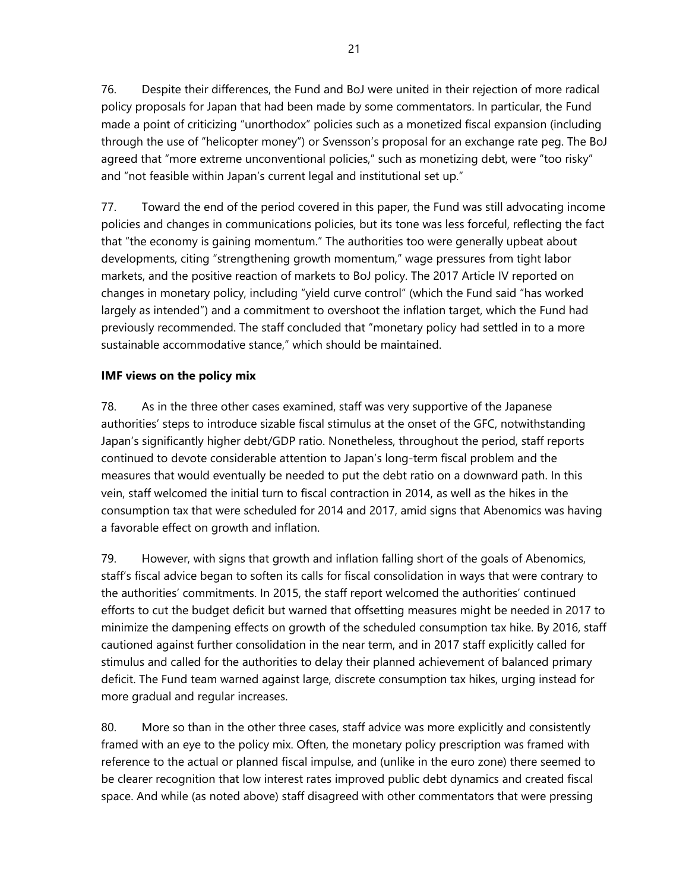76. Despite their differences, the Fund and BoJ were united in their rejection of more radical policy proposals for Japan that had been made by some commentators. In particular, the Fund made a point of criticizing "unorthodox" policies such as a monetized fiscal expansion (including through the use of "helicopter money") or Svensson's proposal for an exchange rate peg. The BoJ agreed that "more extreme unconventional policies," such as monetizing debt, were "too risky" and "not feasible within Japan's current legal and institutional set up."

77. Toward the end of the period covered in this paper, the Fund was still advocating income policies and changes in communications policies, but its tone was less forceful, reflecting the fact that "the economy is gaining momentum." The authorities too were generally upbeat about developments, citing "strengthening growth momentum," wage pressures from tight labor markets, and the positive reaction of markets to BoJ policy. The 2017 Article IV reported on changes in monetary policy, including "yield curve control" (which the Fund said "has worked largely as intended") and a commitment to overshoot the inflation target, which the Fund had previously recommended. The staff concluded that "monetary policy had settled in to a more sustainable accommodative stance," which should be maintained.

**IMF views on the policy mix**

78. As in the three other cases examined, staff was very supportive of the Japanese authorities' steps to introduce sizable fiscal stimulus at the onset of the GFC, notwithstanding Japan's significantly higher debt/GDP ratio. Nonetheless, throughout the period, staff reports continued to devote considerable attention to Japan's long-term fiscal problem and the measures that would eventually be needed to put the debt ratio on a downward path. In this vein, staff welcomed the initial turn to fiscal contraction in 2014, as well as the hikes in the consumption tax that were scheduled for 2014 and 2017, amid signs that Abenomics was having a favorable effect on growth and inflation.

79. However, with signs that growth and inflation falling short of the goals of Abenomics, staff's fiscal advice began to soften its calls for fiscal consolidation in ways that were contrary to the authorities' commitments. In 2015, the staff report welcomed the authorities' continued efforts to cut the budget deficit but warned that offsetting measures might be needed in 2017 to minimize the dampening effects on growth of the scheduled consumption tax hike. By 2016, staff cautioned against further consolidation in the near term, and in 2017 staff explicitly called for stimulus and called for the authorities to delay their planned achievement of balanced primary deficit. The Fund team warned against large, discrete consumption tax hikes, urging instead for more gradual and regular increases.

80. More so than in the other three cases, staff advice was more explicitly and consistently framed with an eye to the policy mix. Often, the monetary policy prescription was framed with reference to the actual or planned fiscal impulse, and (unlike in the euro zone) there seemed to be clearer recognition that low interest rates improved public debt dynamics and created fiscal space. And while (as noted above) staff disagreed with other commentators that were pressing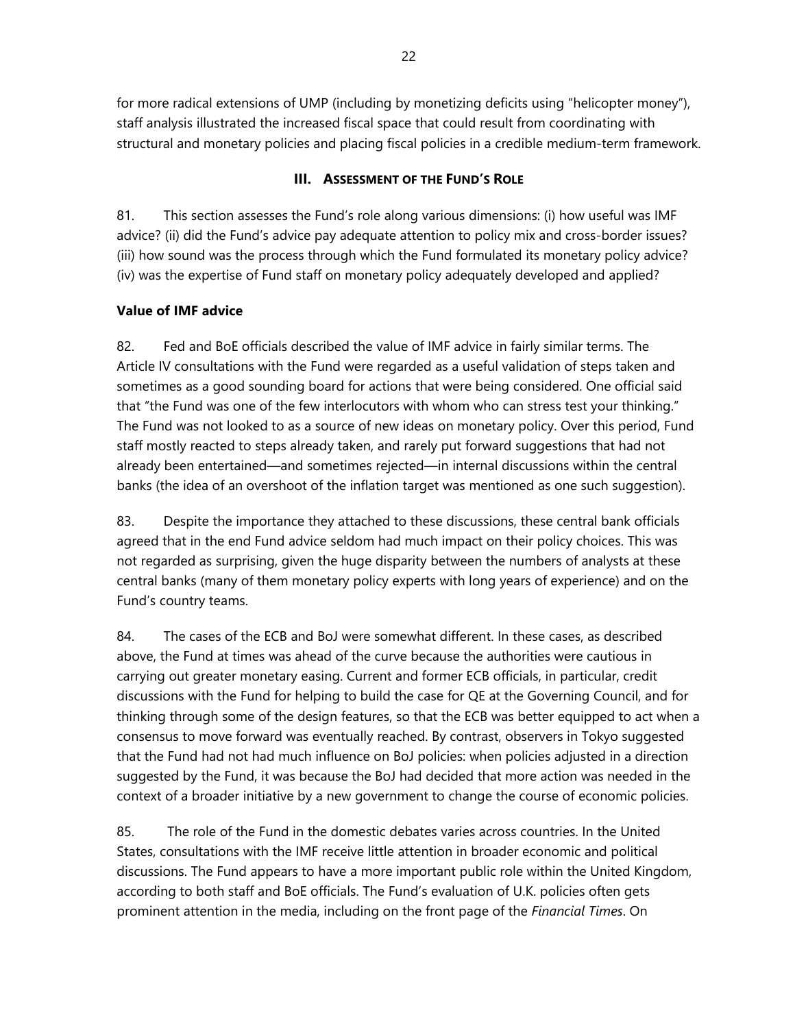for more radical extensions of UMP (including by monetizing deficits using "helicopter money"), staff analysis illustrated the increased fiscal space that could result from coordinating with structural and monetary policies and placing fiscal policies in a credible medium-term framework.

## III. Assessment of the Fund's Role

81. This section assesses the Fund's role along various dimensions: (i) how useful was IMF advice? (ii) did the Fund's advice pay adequate attention to policy mix and cross-border issues? (iii) how sound was the process through which the Fund formulated its monetary policy advice? (iv) was the expertise of Fund staff on monetary policy adequately developed and applied?

### Value of IMF advice

82. Fed and BoE officials described the value of IMF advice in fairly similar terms. The Article IV consultations with the Fund were regarded as a useful validation of steps taken and sometimes as a good sounding board for actions that were being considered. One official said that "the Fund was one of the few interlocutors with whom who can stress test your thinking." The Fund was not looked to as a source of new ideas on monetary policy. Over this period, Fund staff mostly reacted to steps already taken, and rarely put forward suggestions that had not already been entertained—and sometimes rejected—in internal discussions within the central banks (the idea of an overshoot of the inflation target was mentioned as one such suggestion).

83. Despite the importance they attached to these discussions, these central bank officials agreed that in the end Fund advice seldom had much impact on their policy choices. This was not regarded as surprising, given the huge disparity between the numbers of analysts at these central banks (many of them monetary policy experts with long years of experience) and on the Fund's country teams.

84. The cases of the ECB and BoJ were somewhat different. In these cases, as described above, the Fund at times was ahead of the curve because the authorities were cautious in carrying out greater monetary easing. Current and former ECB officials, in particular, credit discussions with the Fund for helping to build the case for QE at the Governing Council, and for thinking through some of the design features, so that the ECB was better equipped to act when a consensus to move forward was eventually reached. By contrast, observers in Tokyo suggested that the Fund had not had much influence on BoJ policies: when policies adjusted in a direction suggested by the Fund, it was because the BoJ had decided that more action was needed in the context of a broader initiative by a new government to change the course of economic policies.

85. The role of the Fund in the domestic debates varies across countries. In the United States, consultations with the IMF receive little attention in broader economic and political discussions. The Fund appears to have a more important public role within the United Kingdom, according to both staff and BoE officials. The Fund's evaluation of U.K. policies often gets prominent attention in the media, including on the front page of the *Financial Times*. On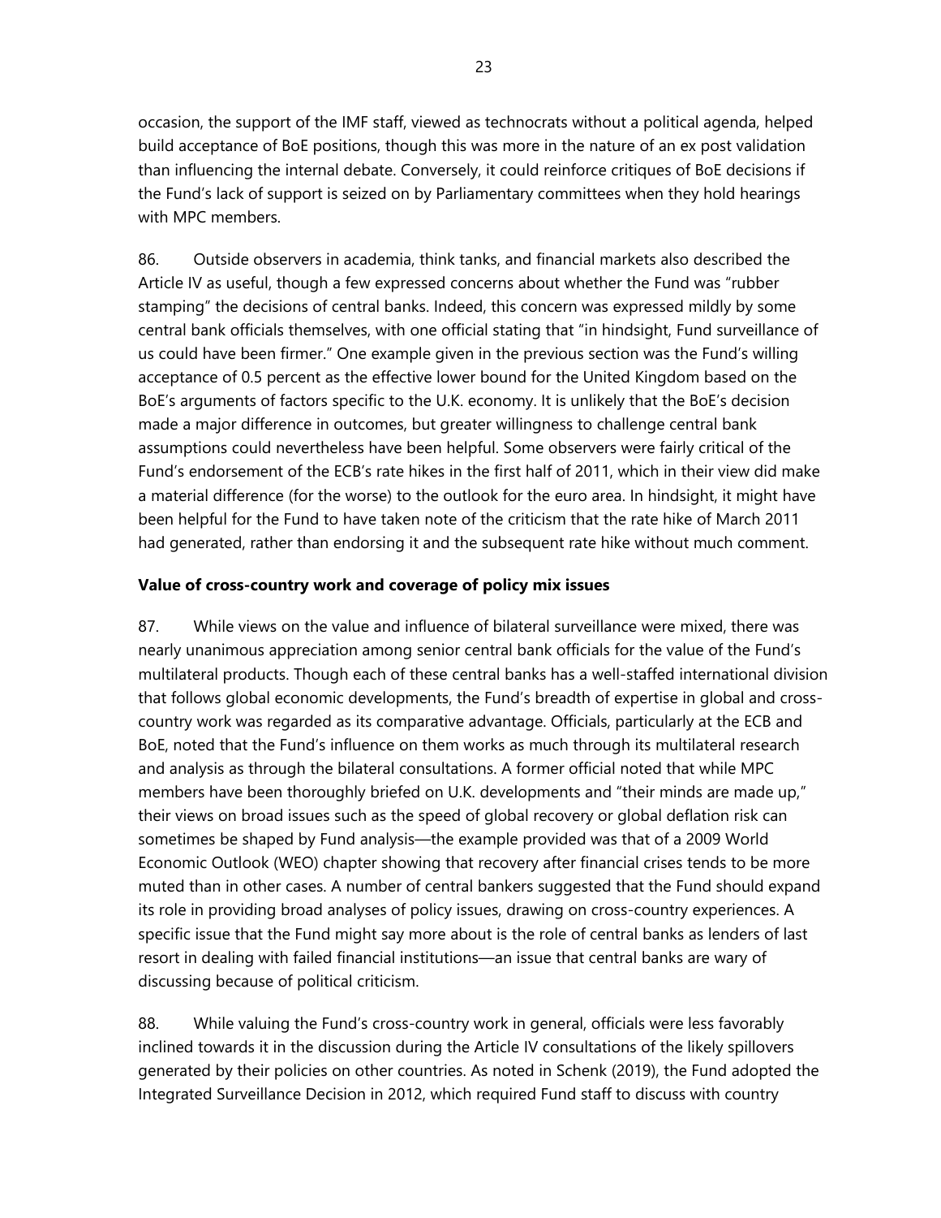occasion, the support of the IMF staff, viewed as technocrats without a political agenda, helped build acceptance of BoE positions, though this was more in the nature of an ex post validation than influencing the internal debate. Conversely, it could reinforce critiques of BoE decisions if the Fund's lack of support is seized on by Parliamentary committees when they hold hearings with MPC members.

86. Outside observers in academia, think tanks, and financial markets also described the Article IV as useful, though a few expressed concerns about whether the Fund was "rubber stamping" the decisions of central banks. Indeed, this concern was expressed mildly by some central bank officials themselves, with one official stating that "in hindsight, Fund surveillance of us could have been firmer." One example given in the previous section was the Fund's willing acceptance of 0.5 percent as the effective lower bound for the United Kingdom based on the BoE's arguments of factors specific to the U.K. economy. It is unlikely that the BoE's decision made a major difference in outcomes, but greater willingness to challenge central bank assumptions could nevertheless have been helpful. Some observers were fairly critical of the Fund's endorsement of the ECB's rate hikes in the first half of 2011, which in their view did make a material difference (for the worse) to the outlook for the euro area. In hindsight, it might have been helpful for the Fund to have taken note of the criticism that the rate hike of March 2011 had generated, rather than endorsing it and the subsequent rate hike without much comment.

**Value of cross-country work and coverage of policy mix issues**

87. While views on the value and influence of bilateral surveillance were mixed, there was nearly unanimous appreciation among senior central bank officials for the value of the Fund's multilateral products. Though each of these central banks has a well-staffed international division that follows global economic developments, the Fund's breadth of expertise in global and cross-country work was regarded as its comparative advantage. Officials, particularly at the ECB and BoE, noted that the Fund's influence on them works as much through its multilateral research and analysis as through the bilateral consultations. A former official noted that while MPC members have been thoroughly briefed on U.K. developments and "their minds are made up," their views on broad issues such as the speed of global recovery or global deflation risk can sometimes be shaped by Fund analysis—the example provided was that of a 2009 World Economic Outlook (WEO) chapter showing that recovery after financial crises tends to be more muted than in other cases. A number of central bankers suggested that the Fund should expand its role in providing broad analyses of policy issues, drawing on cross-country experiences. A specific issue that the Fund might say more about is the role of central banks as lenders of last resort in dealing with failed financial institutions—an issue that central banks are wary of discussing because of political criticism.

88. While valuing the Fund's cross-country work in general, officials were less favorably inclined towards it in the discussion during the Article IV consultations of the likely spillovers generated by their policies on other countries. As noted in Schenk (2019), the Fund adopted the Integrated Surveillance Decision in 2012, which required Fund staff to discuss with country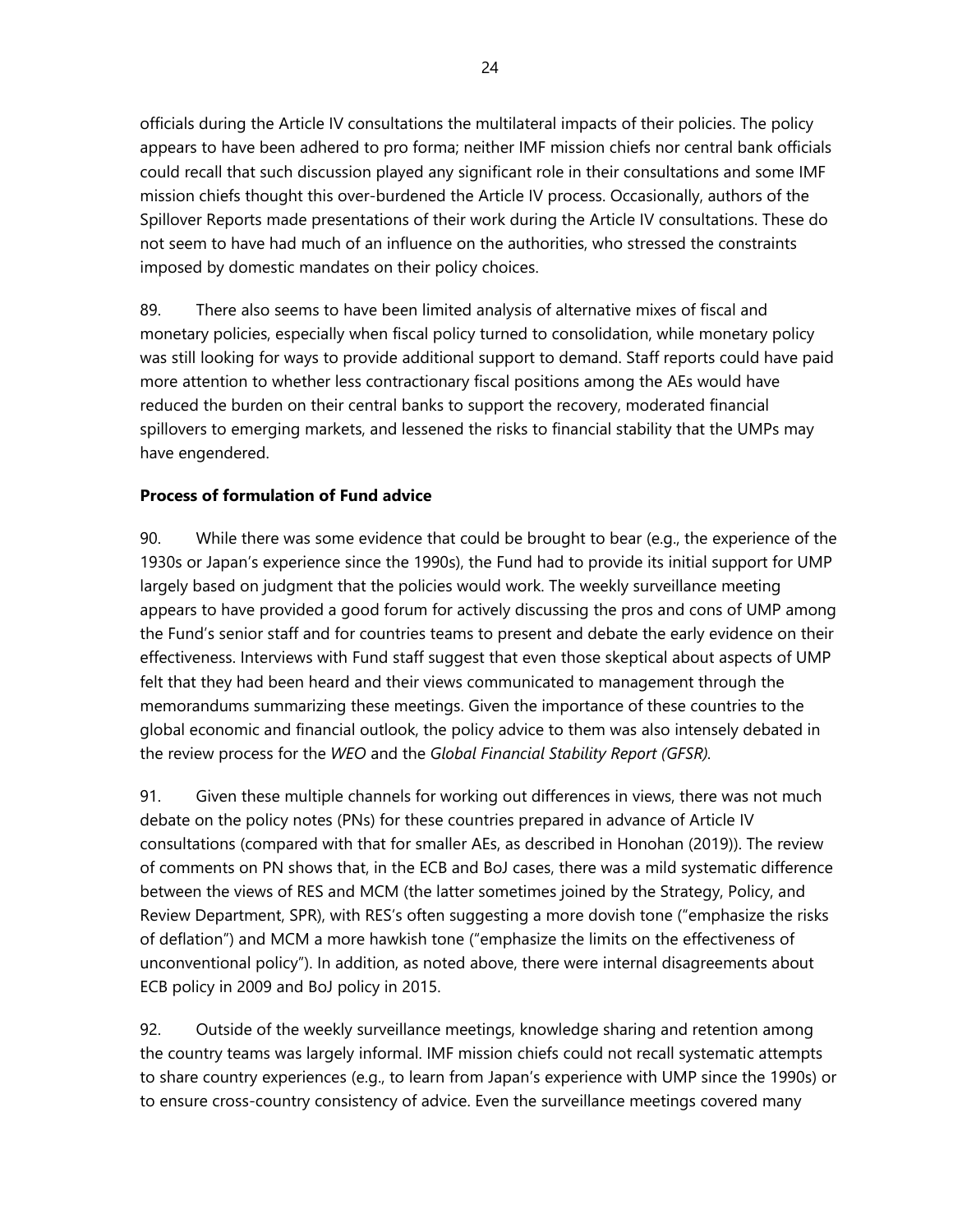officials during the Article IV consultations the multilateral impacts of their policies. The policy appears to have been adhered to pro forma; neither IMF mission chiefs nor central bank officials could recall that such discussion played any significant role in their consultations and some IMF mission chiefs thought this over-burdened the Article IV process. Occasionally, authors of the Spillover Reports made presentations of their work during the Article IV consultations. These do not seem to have had much of an influence on the authorities, who stressed the constraints imposed by domestic mandates on their policy choices.

89. There also seems to have been limited analysis of alternative mixes of fiscal and monetary policies, especially when fiscal policy turned to consolidation, while monetary policy was still looking for ways to provide additional support to demand. Staff reports could have paid more attention to whether less contractionary fiscal positions among the AEs would have reduced the burden on their central banks to support the recovery, moderated financial spillovers to emerging markets, and lessened the risks to financial stability that the UMPs may have engendered.

**Process of formulation of Fund advice**

90. While there was some evidence that could be brought to bear (e.g., the experience of the 1930s or Japan's experience since the 1990s), the Fund had to provide its initial support for UMP largely based on judgment that the policies would work. The weekly surveillance meeting appears to have provided a good forum for actively discussing the pros and cons of UMP among the Fund's senior staff and for countries teams to present and debate the early evidence on their effectiveness. Interviews with Fund staff suggest that even those skeptical about aspects of UMP felt that they had been heard and their views communicated to management through the memorandums summarizing these meetings. Given the importance of these countries to the global economic and financial outlook, the policy advice to them was also intensely debated in the review process for the *WEO* and the *Global Financial Stability Report (GFSR).*

91. Given these multiple channels for working out differences in views, there was not much debate on the policy notes (PNs) for these countries prepared in advance of Article IV consultations (compared with that for smaller AEs, as described in Honohan (2019)). The review of comments on PN shows that, in the ECB and BoJ cases, there was a mild systematic difference between the views of RES and MCM (the latter sometimes joined by the Strategy, Policy, and Review Department, SPR), with RES's often suggesting a more dovish tone ("emphasize the risks of deflation") and MCM a more hawkish tone ("emphasize the limits on the effectiveness of unconventional policy"). In addition, as noted above, there were internal disagreements about ECB policy in 2009 and BoJ policy in 2015.

92. Outside of the weekly surveillance meetings, knowledge sharing and retention among the country teams was largely informal. IMF mission chiefs could not recall systematic attempts to share country experiences (e.g., to learn from Japan's experience with UMP since the 1990s) or to ensure cross-country consistency of advice. Even the surveillance meetings covered many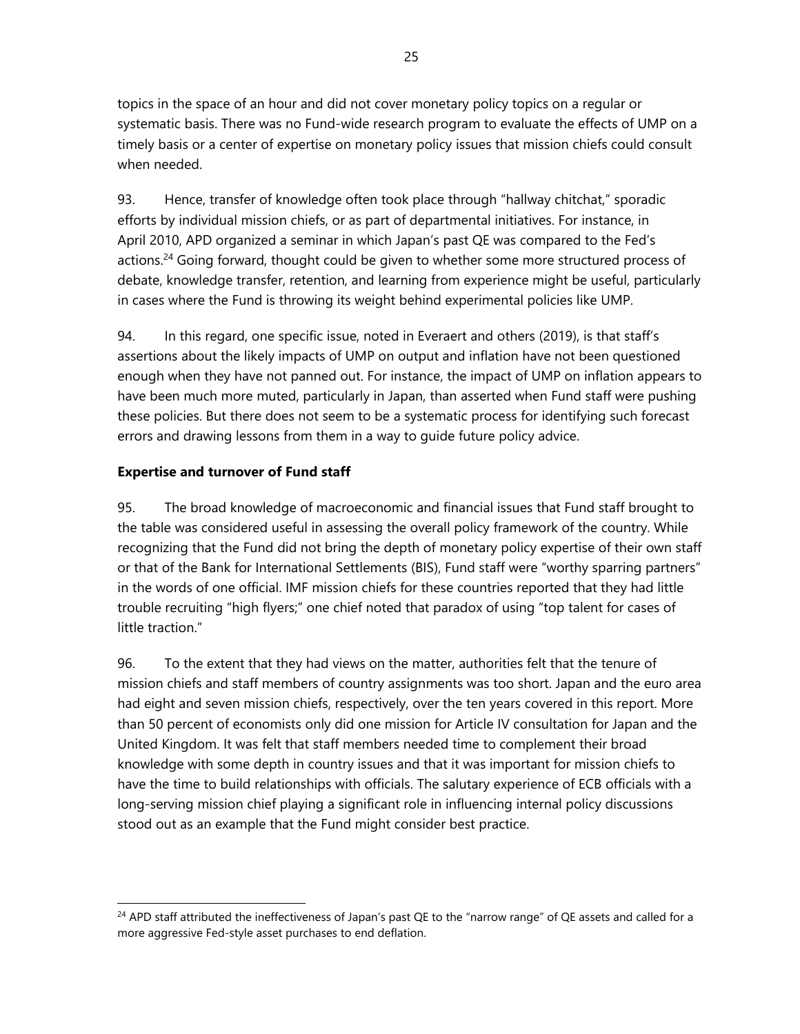topics in the space of an hour and did not cover monetary policy topics on a regular or systematic basis. There was no Fund-wide research program to evaluate the effects of UMP on a timely basis or a center of expertise on monetary policy issues that mission chiefs could consult when needed.

93. Hence, transfer of knowledge often took place through "hallway chitchat," sporadic efforts by individual mission chiefs, or as part of departmental initiatives. For instance, in April 2010, APD organized a seminar in which Japan's past QE was compared to the Fed's actions.[24] Going forward, thought could be given to whether some more structured process of debate, knowledge transfer, retention, and learning from experience might be useful, particularly in cases where the Fund is throwing its weight behind experimental policies like UMP.

94. In this regard, one specific issue, noted in Everaert and others (2019), is that staff's assertions about the likely impacts of UMP on output and inflation have not been questioned enough when they have not panned out. For instance, the impact of UMP on inflation appears to have been much more muted, particularly in Japan, than asserted when Fund staff were pushing these policies. But there does not seem to be a systematic process for identifying such forecast errors and drawing lessons from them in a way to guide future policy advice.

**Expertise and turnover of Fund staff**

95. The broad knowledge of macroeconomic and financial issues that Fund staff brought to the table was considered useful in assessing the overall policy framework of the country. While recognizing that the Fund did not bring the depth of monetary policy expertise of their own staff or that of the Bank for International Settlements (BIS), Fund staff were "worthy sparring partners" in the words of one official. IMF mission chiefs for these countries reported that they had little trouble recruiting "high flyers;" one chief noted that paradox of using "top talent for cases of little traction."

96. To the extent that they had views on the matter, authorities felt that the tenure of mission chiefs and staff members of country assignments was too short. Japan and the euro area had eight and seven mission chiefs, respectively, over the ten years covered in this report. More than 50 percent of economists only did one mission for Article IV consultation for Japan and the United Kingdom. It was felt that staff members needed time to complement their broad knowledge with some depth in country issues and that it was important for mission chiefs to have the time to build relationships with officials. The salutary experience of ECB officials with a long-serving mission chief playing a significant role in influencing internal policy discussions stood out as an example that the Fund might consider best practice.

[24] APD staff attributed the ineffectiveness of Japan's past QE to the "narrow range" of QE assets and called for a more aggressive Fed-style asset purchases to end deflation.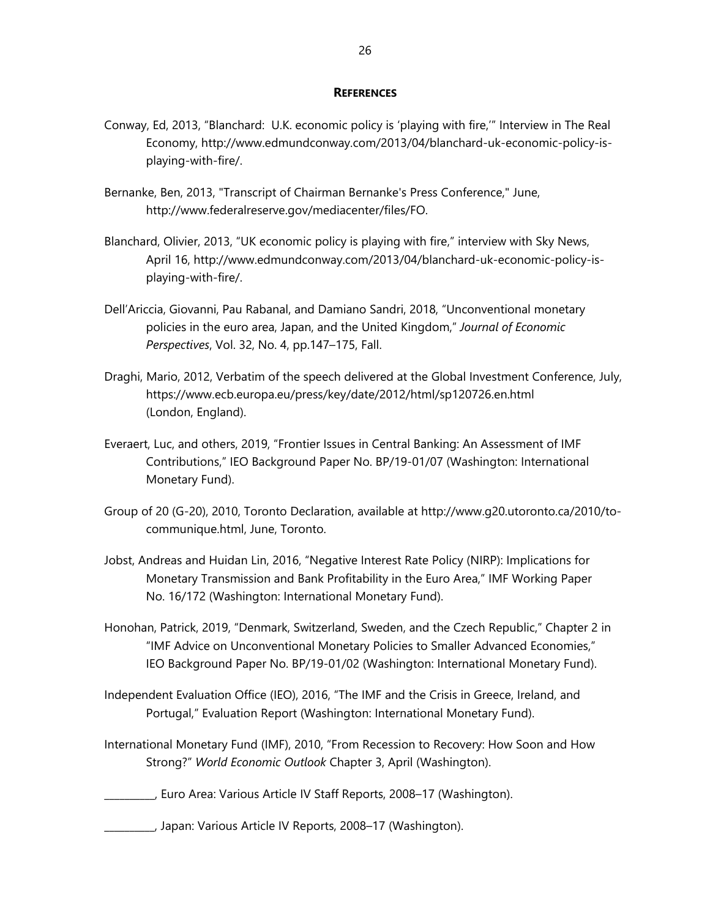## REFERENCES

Conway, Ed, 2013, "Blanchard: U.K. economic policy is 'playing with fire,'" Interview in The Real Economy, http://www.edmundconway.com/2013/04/blanchard-uk-economic-policy-is-playing-with-fire/.

Bernanke, Ben, 2013, "Transcript of Chairman Bernanke's Press Conference," June, http://www.federalreserve.gov/mediacenter/files/FO.

Blanchard, Olivier, 2013, "UK economic policy is playing with fire," interview with Sky News, April 16, http://www.edmundconway.com/2013/04/blanchard-uk-economic-policy-is-playing-with-fire/.

Dell'Ariccia, Giovanni, Pau Rabanal, and Damiano Sandri, 2018, "Unconventional monetary policies in the euro area, Japan, and the United Kingdom," *Journal of Economic Perspectives*, Vol. 32, No. 4, pp.147–175, Fall.

Draghi, Mario, 2012, Verbatim of the speech delivered at the Global Investment Conference, July, https://www.ecb.europa.eu/press/key/date/2012/html/sp120726.en.html (London, England).

Everaert, Luc, and others, 2019, "Frontier Issues in Central Banking: An Assessment of IMF Contributions," IEO Background Paper No. BP/19-01/07 (Washington: International Monetary Fund).

Group of 20 (G-20), 2010, Toronto Declaration, available at http://www.g20.utoronto.ca/2010/to-communique.html, June, Toronto.

Jobst, Andreas and Huidan Lin, 2016, "Negative Interest Rate Policy (NIRP): Implications for Monetary Transmission and Bank Profitability in the Euro Area," IMF Working Paper No. 16/172 (Washington: International Monetary Fund).

Honohan, Patrick, 2019, "Denmark, Switzerland, Sweden, and the Czech Republic," Chapter 2 in "IMF Advice on Unconventional Monetary Policies to Smaller Advanced Economies," IEO Background Paper No. BP/19-01/02 (Washington: International Monetary Fund).

Independent Evaluation Office (IEO), 2016, "The IMF and the Crisis in Greece, Ireland, and Portugal," Evaluation Report (Washington: International Monetary Fund).

International Monetary Fund (IMF), 2010, "From Recession to Recovery: How Soon and How Strong?" *World Economic Outlook* Chapter 3, April (Washington).

__________, Euro Area: Various Article IV Staff Reports, 2008–17 (Washington).

__________, Japan: Various Article IV Reports, 2008–17 (Washington).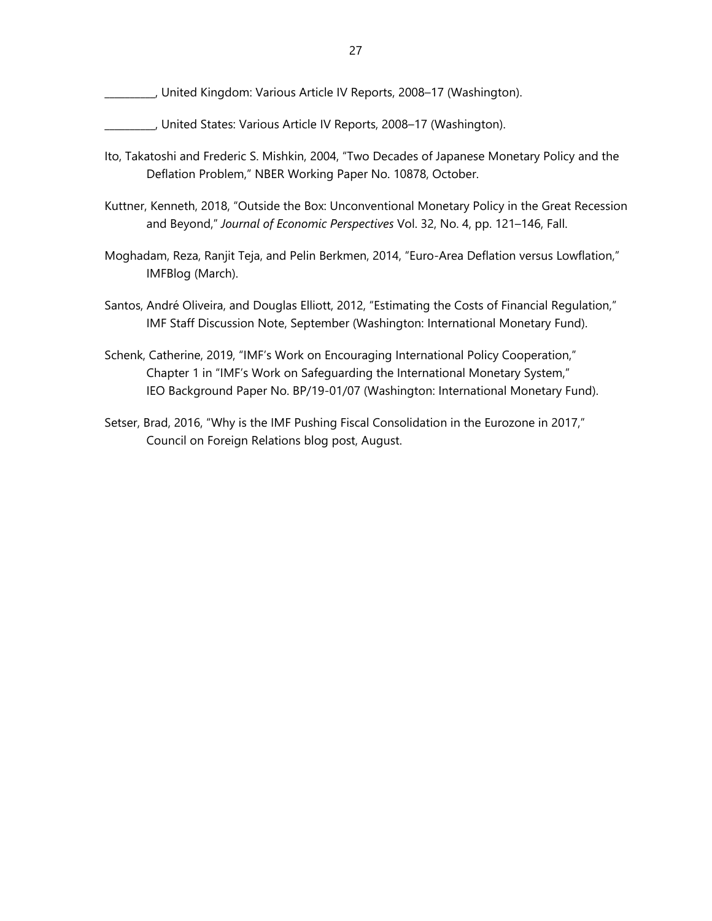__________, United Kingdom: Various Article IV Reports, 2008–17 (Washington).

__________, United States: Various Article IV Reports, 2008–17 (Washington).

Ito, Takatoshi and Frederic S. Mishkin, 2004, "Two Decades of Japanese Monetary Policy and the Deflation Problem," NBER Working Paper No. 10878, October.

Kuttner, Kenneth, 2018, "Outside the Box: Unconventional Monetary Policy in the Great Recession and Beyond," *Journal of Economic Perspectives* Vol. 32, No. 4, pp. 121–146, Fall.

Moghadam, Reza, Ranjit Teja, and Pelin Berkmen, 2014, "Euro-Area Deflation versus Lowflation," IMFBlog (March).

Santos, André Oliveira, and Douglas Elliott, 2012, "Estimating the Costs of Financial Regulation," IMF Staff Discussion Note, September (Washington: International Monetary Fund).

Schenk, Catherine, 2019, "IMF's Work on Encouraging International Policy Cooperation," Chapter 1 in "IMF's Work on Safeguarding the International Monetary System," IEO Background Paper No. BP/19-01/07 (Washington: International Monetary Fund).

Setser, Brad, 2016, "Why is the IMF Pushing Fiscal Consolidation in the Eurozone in 2017," Council on Foreign Relations blog post, August.